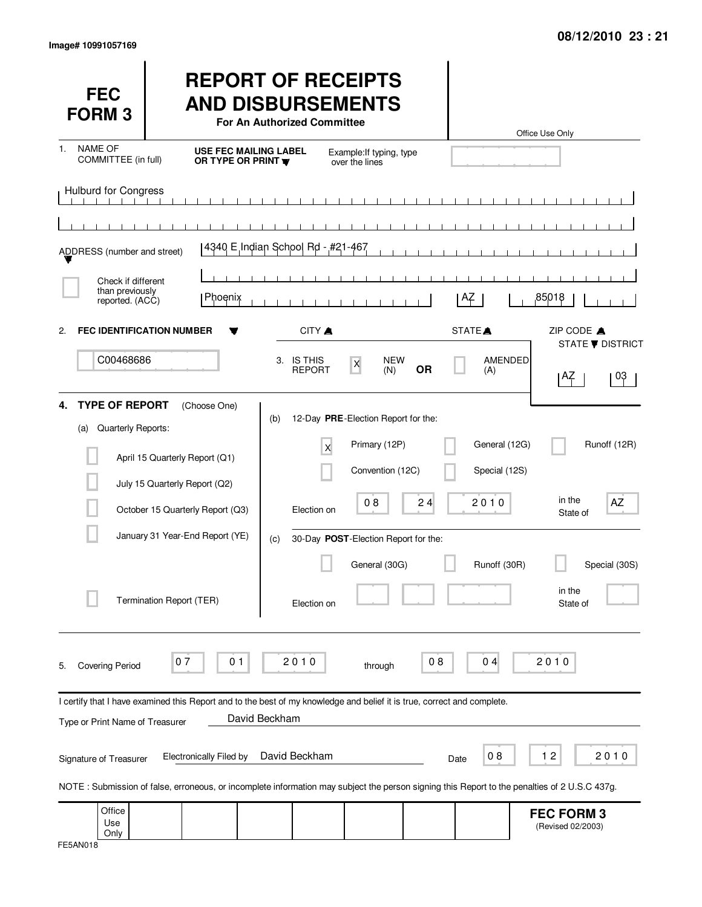Image# 10991057169

08/12/2010 23 : 21

# FEC FORM 3

## REPORT OF RECEIPTS AND DISBURSEMENTS

**For An Authorized Committee**

Office Use Only

1. NAME OF COMMITTEE (in full) — **USE FEC MAILING LABEL OR TYPE OR PRINT** — Example: If typing, type over the lines

Hulburd for Congress

ADDRESS (number and street): 4340 E Indian School Rd - #21-467

[ ] Check if different than previously reported. (ACC)

Phoenix | AZ | 85018

CITY | STATE | ZIP CODE

2. **FEC IDENTIFICATION NUMBER**: C00468686

3. IS THIS REPORT [X] NEW (N) **OR** [ ] AMENDED (A)

STATE / DISTRICT: AZ 03

4. **TYPE OF REPORT** (Choose One)

(a) Quarterly Reports:

- [ ] April 15 Quarterly Report (Q1)
- [ ] July 15 Quarterly Report (Q2)
- [ ] October 15 Quarterly Report (Q3)
- [ ] January 31 Year-End Report (YE)
- [ ] Termination Report (TER)

(b) 12-Day **PRE**-Election Report for the:

- [X] Primary (12P)
- [ ] General (12G)
- [ ] Runoff (12R)
- [ ] Convention (12C)
- [ ] Special (12S)

Election on 08 24 2010 in the State of AZ

(c) 30-Day **POST**-Election Report for the:

- [ ] General (30G)
- [ ] Runoff (30R)
- [ ] Special (30S)

Election on ______ in the State of ______

5. Covering Period 07 01 2010 through 08 04 2010

I certify that I have examined this Report and to the best of my knowledge and belief it is true, correct and complete.

Type or Print Name of Treasurer: David Beckham

Signature of Treasurer: Electronically Filed by David Beckham — Date 08 12 2010

NOTE : Submission of false, erroneous, or incomplete information may subject the person signing this Report to the penalties of 2 U.S.C 437g.

Office Use Only

**FEC FORM 3** (Revised 02/2003)

FE5AN018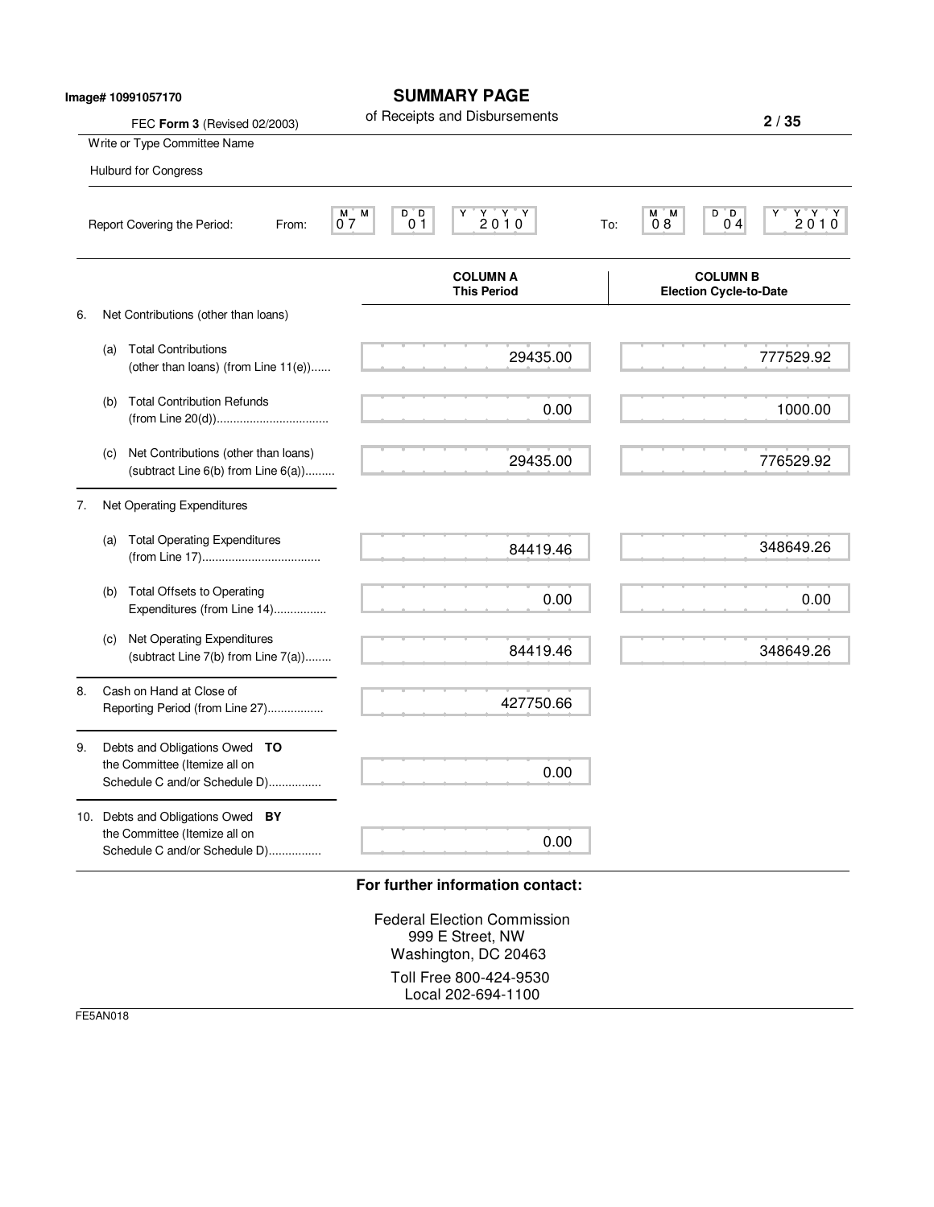Image# 10991057170

# SUMMARY PAGE

of Receipts and Disbursements

FEC **Form 3** (Revised 02/2003)

Write or Type Committee Name

Hulburd for Congress

Report Covering the Period: From: 07 01 2010 To: 08 04 2010

| | COLUMN A This Period | COLUMN B Election Cycle-to-Date |
|---|---|---|
| 6. Net Contributions (other than loans) | | |
| (a) Total Contributions (other than loans) (from Line 11(e)) | 29435.00 | 777529.92 |
| (b) Total Contribution Refunds (from Line 20(d)) | 0.00 | 1000.00 |
| (c) Net Contributions (other than loans) (subtract Line 6(b) from Line 6(a)) | 29435.00 | 776529.92 |
| 7. Net Operating Expenditures | | |
| (a) Total Operating Expenditures (from Line 17) | 84419.46 | 348649.26 |
| (b) Total Offsets to Operating Expenditures (from Line 14) | 0.00 | 0.00 |
| (c) Net Operating Expenditures (subtract Line 7(b) from Line 7(a)) | 84419.46 | 348649.26 |
| 8. Cash on Hand at Close of Reporting Period (from Line 27) | 427750.66 | |
| 9. Debts and Obligations Owed **TO** the Committee (Itemize all on Schedule C and/or Schedule D) | 0.00 | |
| 10. Debts and Obligations Owed **BY** the Committee (Itemize all on Schedule C and/or Schedule D) | 0.00 | |

**For further information contact:**

Federal Election Commission
999 E Street, NW
Washington, DC 20463

Toll Free 800-424-9530
Local 202-694-1100

FE5AN018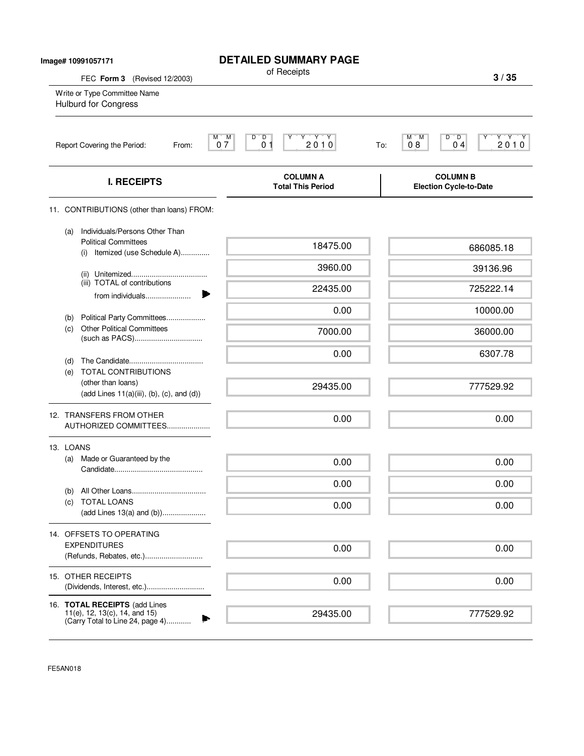Image# 10991057171

# DETAILED SUMMARY PAGE

of Receipts

FEC **Form 3** (Revised 12/2003)

Write or Type Committee Name

Hulburd for Congress

Report Covering the Period: From: 07 01 2010 To: 08 04 2010

| I. RECEIPTS | COLUMN A Total This Period | COLUMN B Election Cycle-to-Date |
|---|---|---|
| 11. CONTRIBUTIONS (other than loans) FROM: | | |
| (a) Individuals/Persons Other Than Political Committees (i) Itemized (use Schedule A) | 18475.00 | 686085.18 |
| (ii) Unitemized | 3960.00 | 39136.96 |
| (iii) TOTAL of contributions from individuals | 22435.00 | 725222.14 |
| (b) Political Party Committees | 0.00 | 10000.00 |
| (c) Other Political Committees (such as PACS) | 7000.00 | 36000.00 |
| (d) The Candidate | 0.00 | 6307.78 |
| (e) TOTAL CONTRIBUTIONS (other than loans) (add Lines 11(a)(iii), (b), (c), and (d)) | 29435.00 | 777529.92 |
| 12. TRANSFERS FROM OTHER AUTHORIZED COMMITTEES | 0.00 | 0.00 |
| 13. LOANS (a) Made or Guaranteed by the Candidate | 0.00 | 0.00 |
| (b) All Other Loans | 0.00 | 0.00 |
| (c) TOTAL LOANS (add Lines 13(a) and (b)) | 0.00 | 0.00 |
| 14. OFFSETS TO OPERATING EXPENDITURES (Refunds, Rebates, etc.) | 0.00 | 0.00 |
| 15. OTHER RECEIPTS (Dividends, Interest, etc.) | 0.00 | 0.00 |
| 16. **TOTAL RECEIPTS** (add Lines 11(e), 12, 13(c), 14, and 15) (Carry Total to Line 24, page 4) | 29435.00 | 777529.92 |

FE5AN018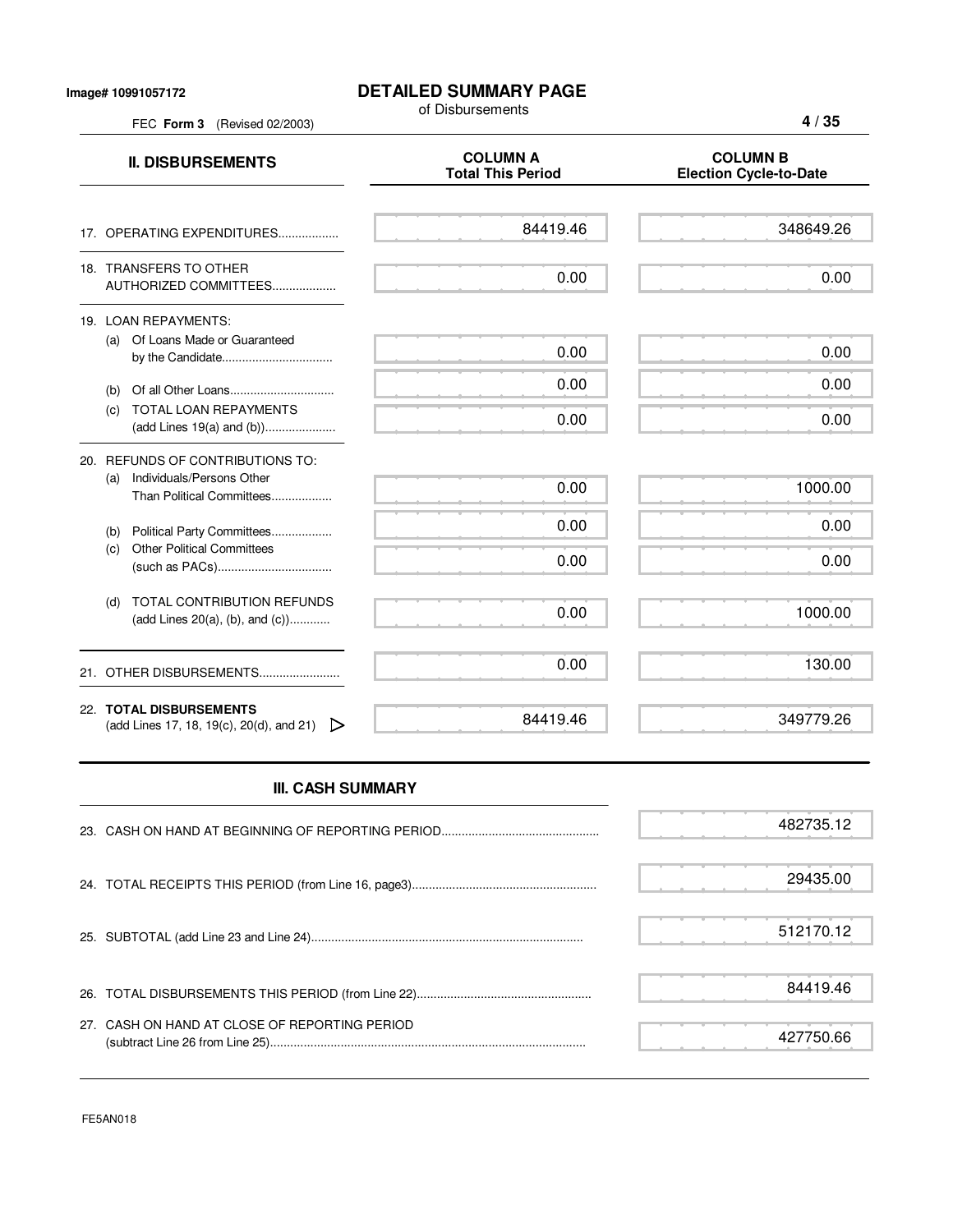Image# 10991057172

# DETAILED SUMMARY PAGE

of Disbursements

FEC **Form 3** (Revised 02/2003)

| II. DISBURSEMENTS | COLUMN A Total This Period | COLUMN B Election Cycle-to-Date |
|---|---|---|
| 17. OPERATING EXPENDITURES.................. | 84419.46 | 348649.26 |
| 18. TRANSFERS TO OTHER AUTHORIZED COMMITTEES................... | 0.00 | 0.00 |
| 19. LOAN REPAYMENTS: | | |
| (a) Of Loans Made or Guaranteed by the Candidate................................. | 0.00 | 0.00 |
| (b) Of all Other Loans............................... | 0.00 | 0.00 |
| (c) TOTAL LOAN REPAYMENTS (add Lines 19(a) and (b))..................... | 0.00 | 0.00 |
| 20. REFUNDS OF CONTRIBUTIONS TO: | | |
| (a) Individuals/Persons Other Than Political Committees.................. | 0.00 | 1000.00 |
| (b) Political Party Committees.................. | 0.00 | 0.00 |
| (c) Other Political Committees (such as PACs).................................. | 0.00 | 0.00 |
| (d) TOTAL CONTRIBUTION REFUNDS (add Lines 20(a), (b), and (c))............ | 0.00 | 1000.00 |
| 21. OTHER DISBURSEMENTS........................ | 0.00 | 130.00 |
| 22. **TOTAL DISBURSEMENTS** (add Lines 17, 18, 19(c), 20(d), and 21) ▷ | 84419.46 | 349779.26 |

## III. CASH SUMMARY

| | |
|---|---|
| 23. CASH ON HAND AT BEGINNING OF REPORTING PERIOD............................................... | 482735.12 |
| 24. TOTAL RECEIPTS THIS PERIOD (from Line 16, page3)....................................................... | 29435.00 |
| 25. SUBTOTAL (add Line 23 and Line 24)................................................................................ | 512170.12 |
| 26. TOTAL DISBURSEMENTS THIS PERIOD (from Line 22).................................................... | 84419.46 |
| 27. CASH ON HAND AT CLOSE OF REPORTING PERIOD (subtract Line 26 from Line 25)............................................................................................. | 427750.66 |

FE5AN018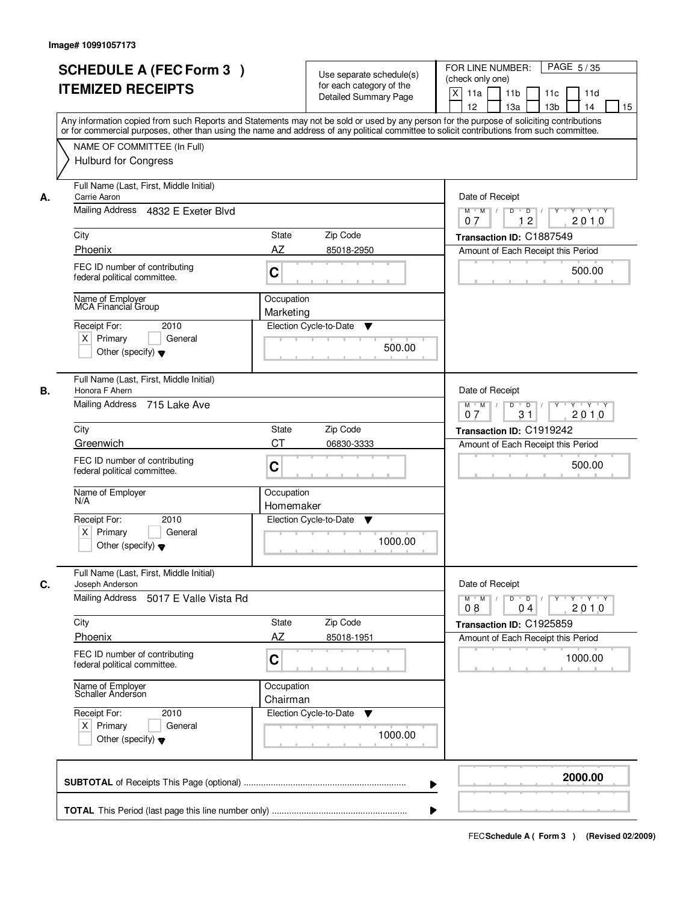Image# 10991057173

# SCHEDULE A (FEC Form 3 ) ITEMIZED RECEIPTS

Use separate schedule(s) for each category of the Detailed Summary Page

FOR LINE NUMBER: (check only one)

[X] 11a [ ] 11b [ ] 11c [ ] 11d [ ] 12 [ ] 13a [ ] 13b [ ] 14 [ ] 15

PAGE 5 / 35

Any information copied from such Reports and Statements may not be sold or used by any person for the purpose of soliciting contributions or for commercial purposes, other than using the name and address of any political committee to solicit contributions from such committee.

NAME OF COMMITTEE (In Full)
Hulburd for Congress

---

**A.** Full Name (Last, First, Middle Initial): Carrie Aaron

Mailing Address: 4832 E Exeter Blvd

City: Phoenix | State: AZ | Zip Code: 85018-2950

FEC ID number of contributing federal political committee: C

Name of Employer: MCA Financial Group

Occupation: Marketing

Receipt For: 2010 — [X] Primary [ ] General [ ] Other (specify)

Election Cycle-to-Date: 500.00

Date of Receipt: 07 / 12 / 2010

Transaction ID: C1887549

Amount of Each Receipt this Period: 500.00

---

**B.** Full Name (Last, First, Middle Initial): Honora F Ahern

Mailing Address: 715 Lake Ave

City: Greenwich | State: CT | Zip Code: 06830-3333

FEC ID number of contributing federal political committee: C

Name of Employer: N/A

Occupation: Homemaker

Receipt For: 2010 — [X] Primary [ ] General [ ] Other (specify)

Election Cycle-to-Date: 1000.00

Date of Receipt: 07 / 31 / 2010

Transaction ID: C1919242

Amount of Each Receipt this Period: 500.00

---

**C.** Full Name (Last, First, Middle Initial): Joseph Anderson

Mailing Address: 5017 E Valle Vista Rd

City: Phoenix | State: AZ | Zip Code: 85018-1951

FEC ID number of contributing federal political committee: C

Name of Employer: Schaller Anderson

Occupation: Chairman

Receipt For: 2010 — [X] Primary [ ] General [ ] Other (specify)

Election Cycle-to-Date: 1000.00

Date of Receipt: 08 / 04 / 2010

Transaction ID: C1925859

Amount of Each Receipt this Period: 1000.00

---

**SUBTOTAL** of Receipts This Page (optional): **2000.00**

**TOTAL** This Period (last page this line number only):

FEC Schedule A ( Form 3 ) (Revised 02/2009)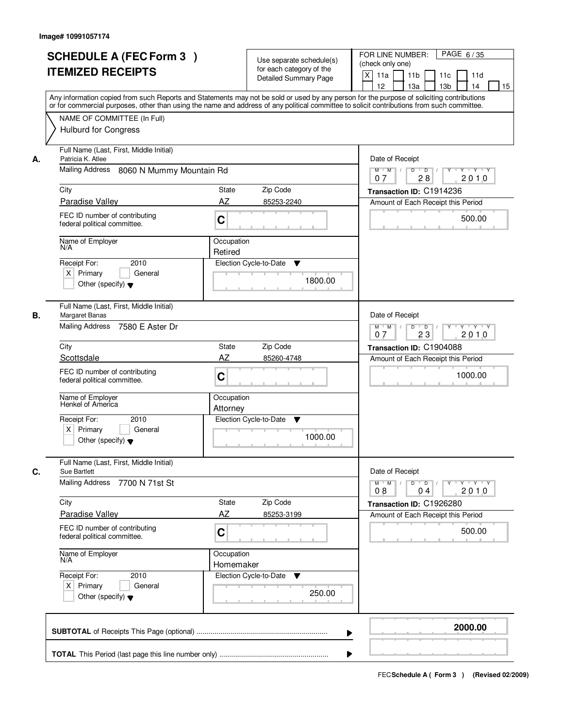Image# 10991057174

# SCHEDULE A (FEC Form 3 )
# ITEMIZED RECEIPTS

Use separate schedule(s) for each category of the Detailed Summary Page

FOR LINE NUMBER: (check only one)

[X] 11a [ ] 11b [ ] 11c [ ] 11d [ ] 12 [ ] 13a [ ] 13b [ ] 14 [ ] 15

PAGE 6 / 35

Any information copied from such Reports and Statements may not be sold or used by any person for the purpose of soliciting contributions or for commercial purposes, other than using the name and address of any political committee to solicit contributions from such committee.

NAME OF COMMITTEE (In Full)
Hulburd for Congress

---

**A.** Full Name (Last, First, Middle Initial)
Patricia K. Atlee

Mailing Address: 8060 N Mummy Mountain Rd

City: Paradise Valley | State: AZ | Zip Code: 85253-2240

FEC ID number of contributing federal political committee: C

Name of Employer: N/A

Occupation: Retired

Receipt For: 2010 — [X] Primary [ ] General [ ] Other (specify)

Election Cycle-to-Date: 1800.00

Date of Receipt: 07 / 28 / 2010

Transaction ID: C1914236

Amount of Each Receipt this Period: 500.00

---

**B.** Full Name (Last, First, Middle Initial)
Margaret Banas

Mailing Address: 7580 E Aster Dr

City: Scottsdale | State: AZ | Zip Code: 85260-4748

FEC ID number of contributing federal political committee: C

Name of Employer: Henkel of America

Occupation: Attorney

Receipt For: 2010 — [X] Primary [ ] General [ ] Other (specify)

Election Cycle-to-Date: 1000.00

Date of Receipt: 07 / 23 / 2010

Transaction ID: C1904088

Amount of Each Receipt this Period: 1000.00

---

**C.** Full Name (Last, First, Middle Initial)
Sue Bartlett

Mailing Address: 7700 N 71st St

City: Paradise Valley | State: AZ | Zip Code: 85253-3199

FEC ID number of contributing federal political committee: C

Name of Employer: N/A

Occupation: Homemaker

Receipt For: 2010 — [X] Primary [ ] General [ ] Other (specify)

Election Cycle-to-Date: 250.00

Date of Receipt: 08 / 04 / 2010

Transaction ID: C1926280

Amount of Each Receipt this Period: 500.00

---

**SUBTOTAL** of Receipts This Page (optional): **2000.00**

**TOTAL** This Period (last page this line number only):

FEC Schedule A ( Form 3 ) (Revised 02/2009)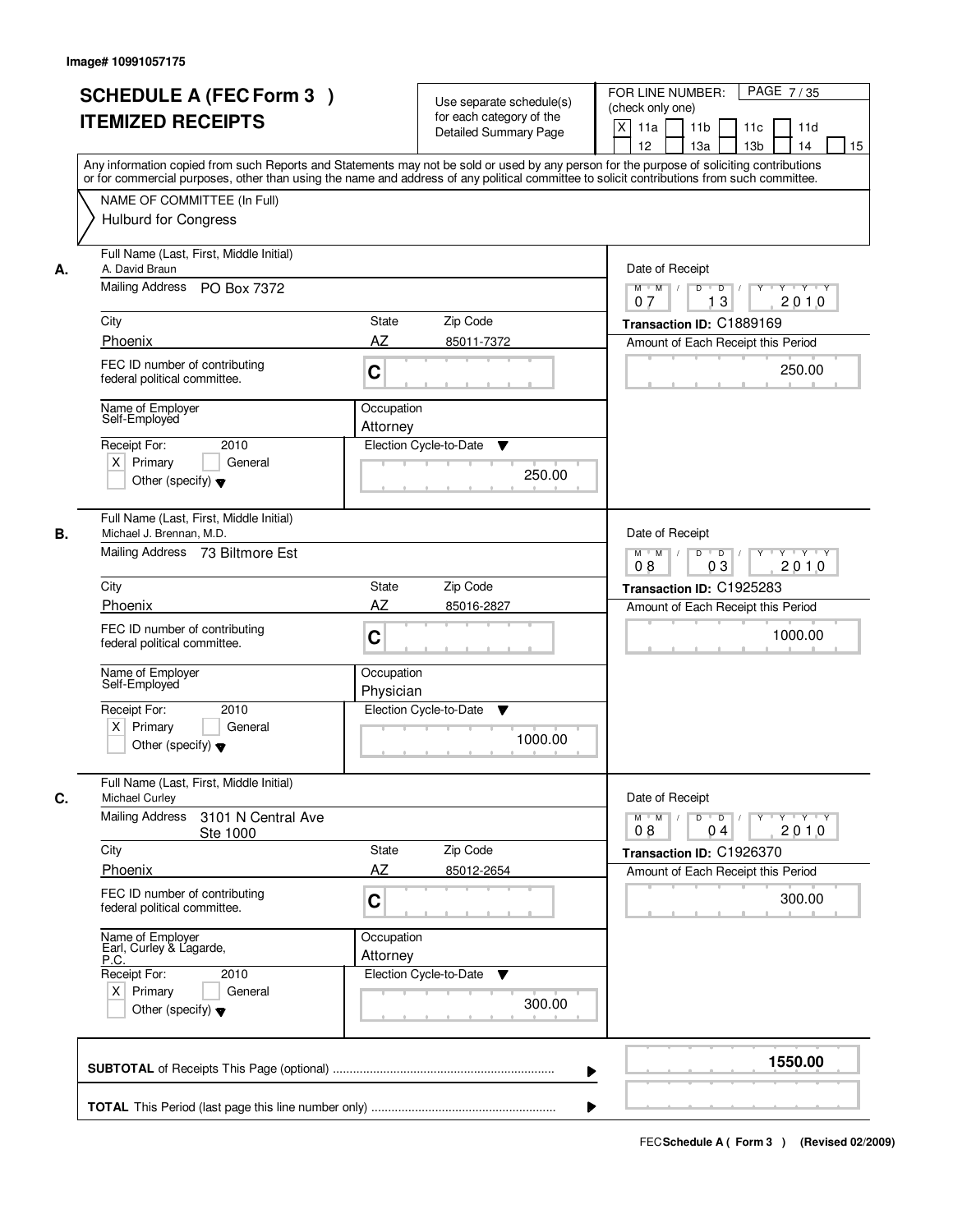Image# 10991057175

# SCHEDULE A (FEC Form 3 )
# ITEMIZED RECEIPTS

Use separate schedule(s) for each category of the Detailed Summary Page

FOR LINE NUMBER: (check only one)

[X] 11a [ ] 11b [ ] 11c [ ] 11d [ ] 12 [ ] 13a [ ] 13b [ ] 14 [ ] 15

PAGE 7 / 35

Any information copied from such Reports and Statements may not be sold or used by any person for the purpose of soliciting contributions or for commercial purposes, other than using the name and address of any political committee to solicit contributions from such committee.

NAME OF COMMITTEE (In Full)
Hulburd for Congress

---

**A.**

Full Name (Last, First, Middle Initial): A. David Braun

Mailing Address: PO Box 7372

City: Phoenix | State: AZ | Zip Code: 85011-7372

FEC ID number of contributing federal political committee: C

Name of Employer: Self-Employed

Occupation: Attorney

Receipt For: 2010 [X] Primary [ ] General [ ] Other (specify)

Election Cycle-to-Date: 250.00

Date of Receipt: 07 / 13 / 2010

Transaction ID: C1889169

Amount of Each Receipt this Period: 250.00

---

**B.**

Full Name (Last, First, Middle Initial): Michael J. Brennan, M.D.

Mailing Address: 73 Biltmore Est

City: Phoenix | State: AZ | Zip Code: 85016-2827

FEC ID number of contributing federal political committee: C

Name of Employer: Self-Employed

Occupation: Physician

Receipt For: 2010 [X] Primary [ ] General [ ] Other (specify)

Election Cycle-to-Date: 1000.00

Date of Receipt: 08 / 03 / 2010

Transaction ID: C1925283

Amount of Each Receipt this Period: 1000.00

---

**C.**

Full Name (Last, First, Middle Initial): Michael Curley

Mailing Address: 3101 N Central Ave Ste 1000

City: Phoenix | State: AZ | Zip Code: 85012-2654

FEC ID number of contributing federal political committee: C

Name of Employer: Earl, Curley & Lagarde, P.C.

Occupation: Attorney

Receipt For: 2010 [X] Primary [ ] General [ ] Other (specify)

Election Cycle-to-Date: 300.00

Date of Receipt: 08 / 04 / 2010

Transaction ID: C1926370

Amount of Each Receipt this Period: 300.00

---

**SUBTOTAL** of Receipts This Page (optional): 1550.00

**TOTAL** This Period (last page this line number only):

FEC **Schedule A ( Form 3 )** (Revised 02/2009)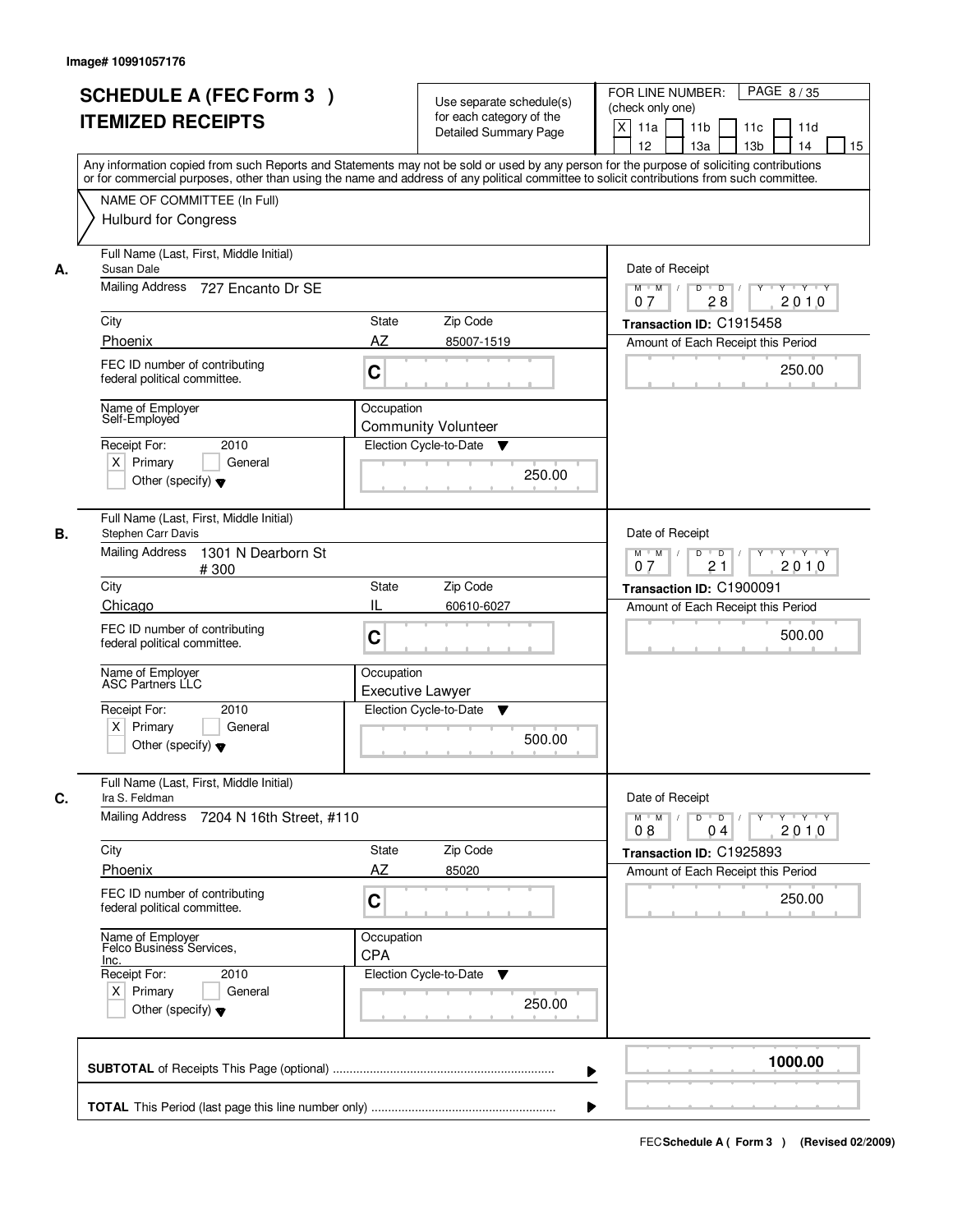Image# 10991057176

# SCHEDULE A (FEC Form 3 )
# ITEMIZED RECEIPTS

Use separate schedule(s) for each category of the Detailed Summary Page

FOR LINE NUMBER: (check only one)

[X] 11a [ ] 11b [ ] 11c [ ] 11d [ ] 12 [ ] 13a [ ] 13b [ ] 14 [ ] 15

PAGE 8 / 35

Any information copied from such Reports and Statements may not be sold or used by any person for the purpose of soliciting contributions or for commercial purposes, other than using the name and address of any political committee to solicit contributions from such committee.

NAME OF COMMITTEE (In Full)
Hulburd for Congress

---

**A.**

Full Name (Last, First, Middle Initial): Susan Dale
Mailing Address: 727 Encanto Dr SE
City: Phoenix
State: AZ
Zip Code: 85007-1519
FEC ID number of contributing federal political committee: C
Name of Employer: Self-Employed
Occupation: Community Volunteer
Receipt For: 2010 [X] Primary [ ] General [ ] Other (specify)
Election Cycle-to-Date: 250.00
Date of Receipt: 07 / 28 / 2010
Transaction ID: C1915458
Amount of Each Receipt this Period: 250.00

---

**B.**

Full Name (Last, First, Middle Initial): Stephen Carr Davis
Mailing Address: 1301 N Dearborn St # 300
City: Chicago
State: IL
Zip Code: 60610-6027
FEC ID number of contributing federal political committee: C
Name of Employer: ASC Partners LLC
Occupation: Executive Lawyer
Receipt For: 2010 [X] Primary [ ] General [ ] Other (specify)
Election Cycle-to-Date: 500.00
Date of Receipt: 07 / 21 / 2010
Transaction ID: C1900091
Amount of Each Receipt this Period: 500.00

---

**C.**

Full Name (Last, First, Middle Initial): Ira S. Feldman
Mailing Address: 7204 N 16th Street, #110
City: Phoenix
State: AZ
Zip Code: 85020
FEC ID number of contributing federal political committee: C
Name of Employer: Felco Business Services, Inc.
Occupation: CPA
Receipt For: 2010 [X] Primary [ ] General [ ] Other (specify)
Election Cycle-to-Date: 250.00
Date of Receipt: 08 / 04 / 2010
Transaction ID: C1925893
Amount of Each Receipt this Period: 250.00

---

**SUBTOTAL** of Receipts This Page (optional) ........ 1000.00

**TOTAL** This Period (last page this line number only) ........

FEC **Schedule A ( Form 3 )** (Revised 02/2009)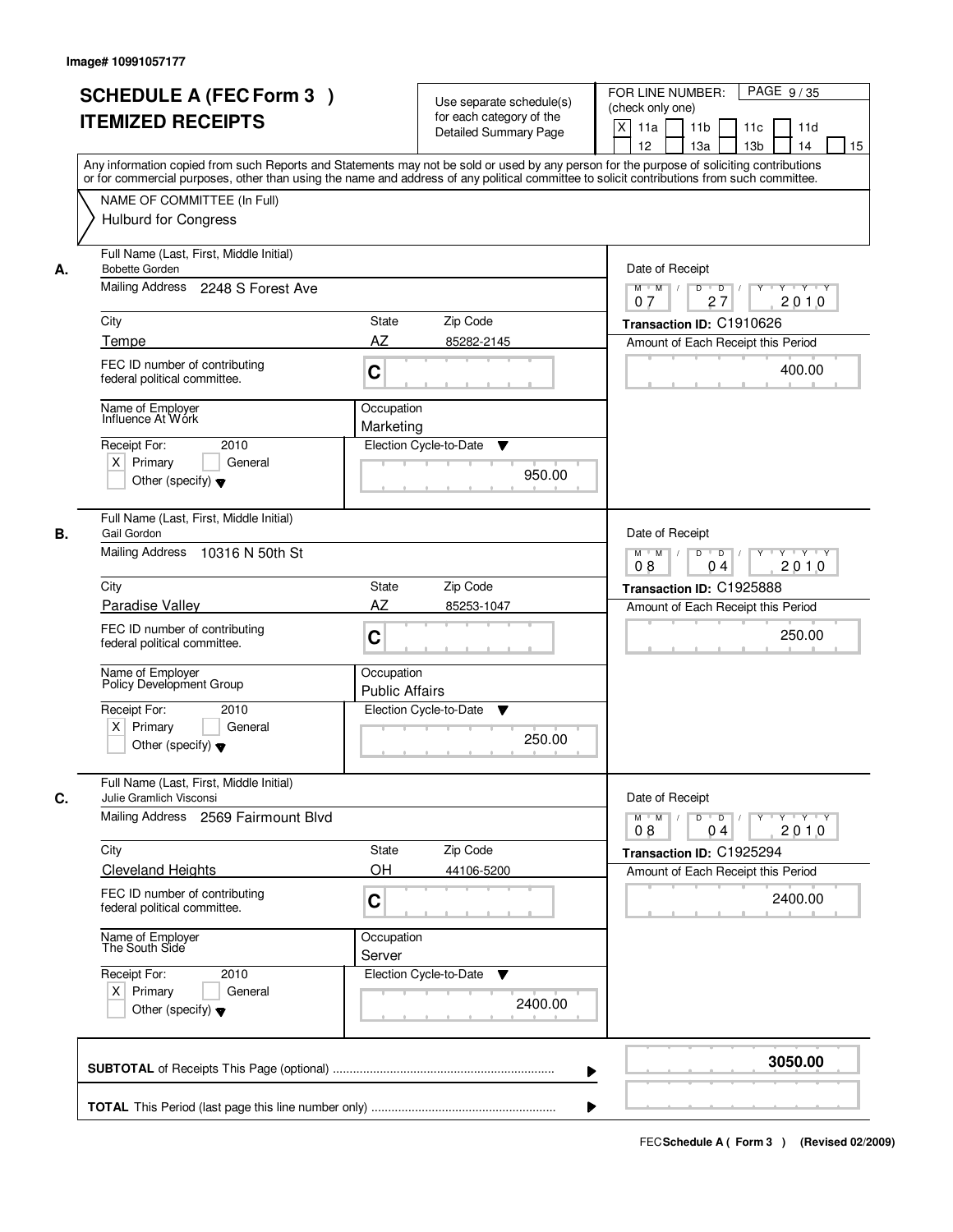Image# 10991057177

# SCHEDULE A (FEC Form 3 )
## ITEMIZED RECEIPTS

Use separate schedule(s) for each category of the Detailed Summary Page

FOR LINE NUMBER: (check only one)

[X] 11a [ ] 11b [ ] 11c [ ] 11d [ ] 12 [ ] 13a [ ] 13b [ ] 14 [ ] 15

PAGE 9 / 35

Any information copied from such Reports and Statements may not be sold or used by any person for the purpose of soliciting contributions or for commercial purposes, other than using the name and address of any political committee to solicit contributions from such committee.

NAME OF COMMITTEE (In Full)
Hulburd for Congress

---

**A.**

Full Name (Last, First, Middle Initial): Bobette Gorden

Mailing Address: 2248 S Forest Ave

City: Tempe | State: AZ | Zip Code: 85282-2145

FEC ID number of contributing federal political committee: C

Name of Employer: Influence At Work

Occupation: Marketing

Receipt For: 2010 — [X] Primary [ ] General [ ] Other (specify)

Election Cycle-to-Date: 950.00

Date of Receipt: 07 / 27 / 2010

Transaction ID: C1910626

Amount of Each Receipt this Period: 400.00

---

**B.**

Full Name (Last, First, Middle Initial): Gail Gordon

Mailing Address: 10316 N 50th St

City: Paradise Valley | State: AZ | Zip Code: 85253-1047

FEC ID number of contributing federal political committee: C

Name of Employer: Policy Development Group

Occupation: Public Affairs

Receipt For: 2010 — [X] Primary [ ] General [ ] Other (specify)

Election Cycle-to-Date: 250.00

Date of Receipt: 08 / 04 / 2010

Transaction ID: C1925888

Amount of Each Receipt this Period: 250.00

---

**C.**

Full Name (Last, First, Middle Initial): Julie Gramlich Visconsi

Mailing Address: 2569 Fairmount Blvd

City: Cleveland Heights | State: OH | Zip Code: 44106-5200

FEC ID number of contributing federal political committee: C

Name of Employer: The South Side

Occupation: Server

Receipt For: 2010 — [X] Primary [ ] General [ ] Other (specify)

Election Cycle-to-Date: 2400.00

Date of Receipt: 08 / 04 / 2010

Transaction ID: C1925294

Amount of Each Receipt this Period: 2400.00

---

**SUBTOTAL** of Receipts This Page (optional): 3050.00

**TOTAL** This Period (last page this line number only):

FEC Schedule A ( Form 3 ) (Revised 02/2009)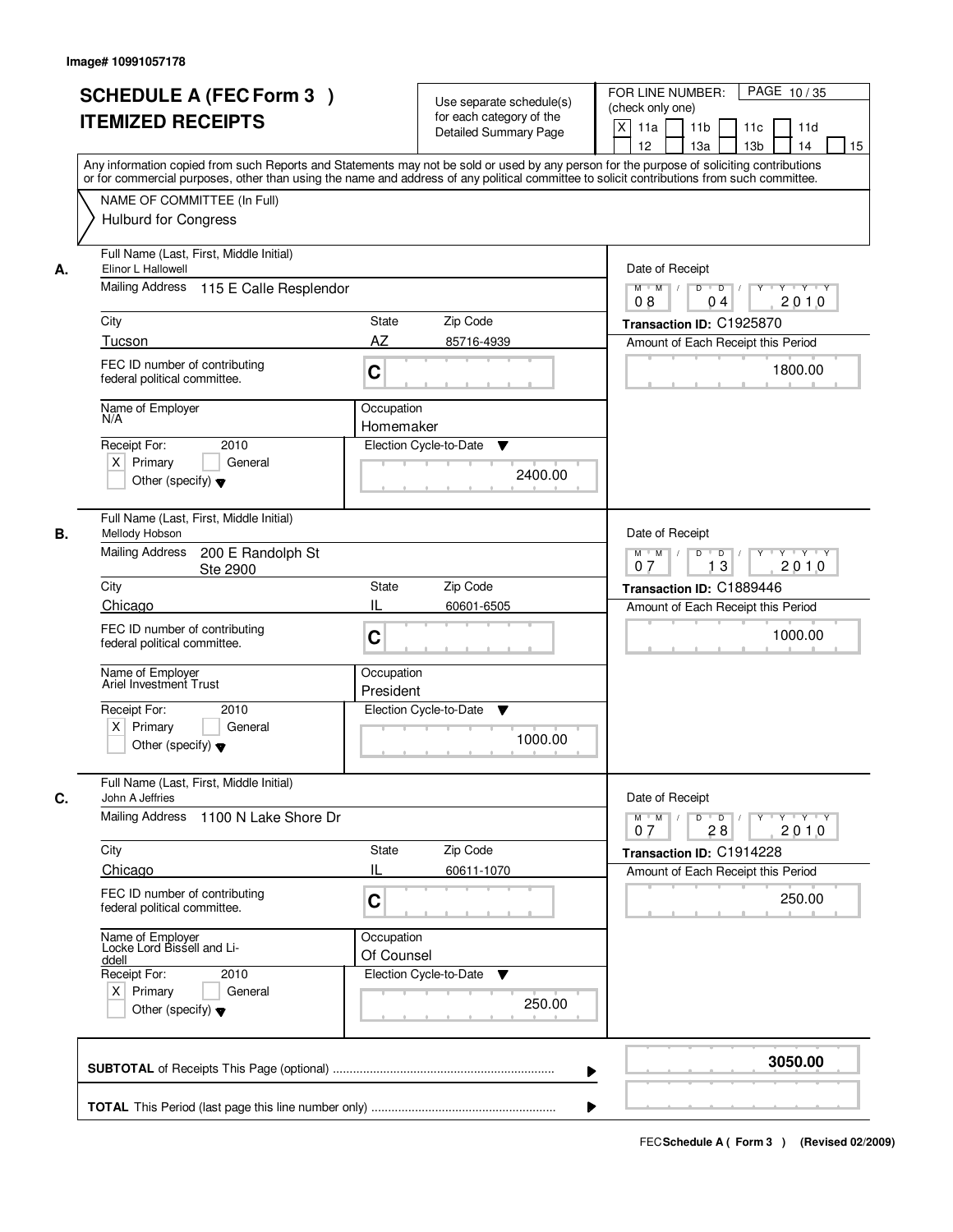Image# 10991057178

# SCHEDULE A (FEC Form 3 )
## ITEMIZED RECEIPTS

Use separate schedule(s) for each category of the Detailed Summary Page

FOR LINE NUMBER: (check only one)

PAGE 10 / 35

[X] 11a [ ] 11b [ ] 11c [ ] 11d [ ] 12 [ ] 13a [ ] 13b [ ] 14 [ ] 15

Any information copied from such Reports and Statements may not be sold or used by any person for the purpose of soliciting contributions or for commercial purposes, other than using the name and address of any political committee to solicit contributions from such committee.

NAME OF COMMITTEE (In Full)
Hulburd for Congress

---

**A.**

Full Name (Last, First, Middle Initial): Elinor L Hallowell

Mailing Address: 115 E Calle Resplendor

City: Tucson | State: AZ | Zip Code: 85716-4939

FEC ID number of contributing federal political committee: C

Name of Employer: N/A

Occupation: Homemaker

Receipt For: 2010 [X] Primary [ ] General [ ] Other (specify)

Election Cycle-to-Date: 2400.00

Date of Receipt: 08 / 04 / 2010

Transaction ID: C1925870

Amount of Each Receipt this Period: 1800.00

---

**B.**

Full Name (Last, First, Middle Initial): Mellody Hobson

Mailing Address: 200 E Randolph St Ste 2900

City: Chicago | State: IL | Zip Code: 60601-6505

FEC ID number of contributing federal political committee: C

Name of Employer: Ariel Investment Trust

Occupation: President

Receipt For: 2010 [X] Primary [ ] General [ ] Other (specify)

Election Cycle-to-Date: 1000.00

Date of Receipt: 07 / 13 / 2010

Transaction ID: C1889446

Amount of Each Receipt this Period: 1000.00

---

**C.**

Full Name (Last, First, Middle Initial): John A Jeffries

Mailing Address: 1100 N Lake Shore Dr

City: Chicago | State: IL | Zip Code: 60611-1070

FEC ID number of contributing federal political committee: C

Name of Employer: Locke Lord Bissell and Liddell

Occupation: Of Counsel

Receipt For: 2010 [X] Primary [ ] General [ ] Other (specify)

Election Cycle-to-Date: 250.00

Date of Receipt: 07 / 28 / 2010

Transaction ID: C1914228

Amount of Each Receipt this Period: 250.00

---

**SUBTOTAL** of Receipts This Page (optional): **3050.00**

**TOTAL** This Period (last page this line number only):

FEC Schedule A ( Form 3 ) (Revised 02/2009)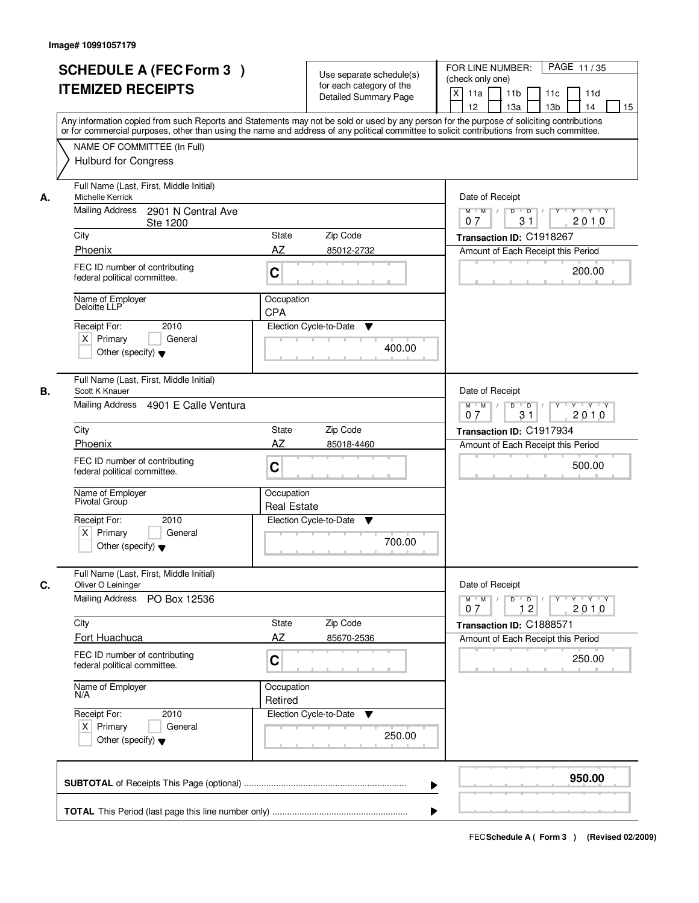Image# 10991057179

# SCHEDULE A (FEC Form 3 )
# ITEMIZED RECEIPTS

Use separate schedule(s) for each category of the Detailed Summary Page

FOR LINE NUMBER: (check only one)

PAGE 11 / 35

- [X] 11a
- [ ] 11b
- [ ] 11c
- [ ] 11d
- [ ] 12
- [ ] 13a
- [ ] 13b
- [ ] 14
- [ ] 15

Any information copied from such Reports and Statements may not be sold or used by any person for the purpose of soliciting contributions or for commercial purposes, other than using the name and address of any political committee to solicit contributions from such committee.

NAME OF COMMITTEE (In Full)
Hulburd for Congress

---

**A.**

Full Name (Last, First, Middle Initial): Michelle Kerrick

Mailing Address: 2901 N Central Ave Ste 1200

City: Phoenix | State: AZ | Zip Code: 85012-2732

FEC ID number of contributing federal political committee: C

Name of Employer: Deloitte LLP

Occupation: CPA

Receipt For: 2010 — [X] Primary [ ] General [ ] Other (specify)

Election Cycle-to-Date: 400.00

Date of Receipt: 07 / 31 / 2010

Transaction ID: C1918267

Amount of Each Receipt this Period: 200.00

---

**B.**

Full Name (Last, First, Middle Initial): Scott K Knauer

Mailing Address: 4901 E Calle Ventura

City: Phoenix | State: AZ | Zip Code: 85018-4460

FEC ID number of contributing federal political committee: C

Name of Employer: Pivotal Group

Occupation: Real Estate

Receipt For: 2010 — [X] Primary [ ] General [ ] Other (specify)

Election Cycle-to-Date: 700.00

Date of Receipt: 07 / 31 / 2010

Transaction ID: C1917934

Amount of Each Receipt this Period: 500.00

---

**C.**

Full Name (Last, First, Middle Initial): Oliver O Leininger

Mailing Address: PO Box 12536

City: Fort Huachuca | State: AZ | Zip Code: 85670-2536

FEC ID number of contributing federal political committee: C

Name of Employer: N/A

Occupation: Retired

Receipt For: 2010 — [X] Primary [ ] General [ ] Other (specify)

Election Cycle-to-Date: 250.00

Date of Receipt: 07 / 12 / 2010

Transaction ID: C1888571

Amount of Each Receipt this Period: 250.00

---

**SUBTOTAL** of Receipts This Page (optional): **950.00**

**TOTAL** This Period (last page this line number only):

FEC **Schedule A ( Form 3 )** (Revised 02/2009)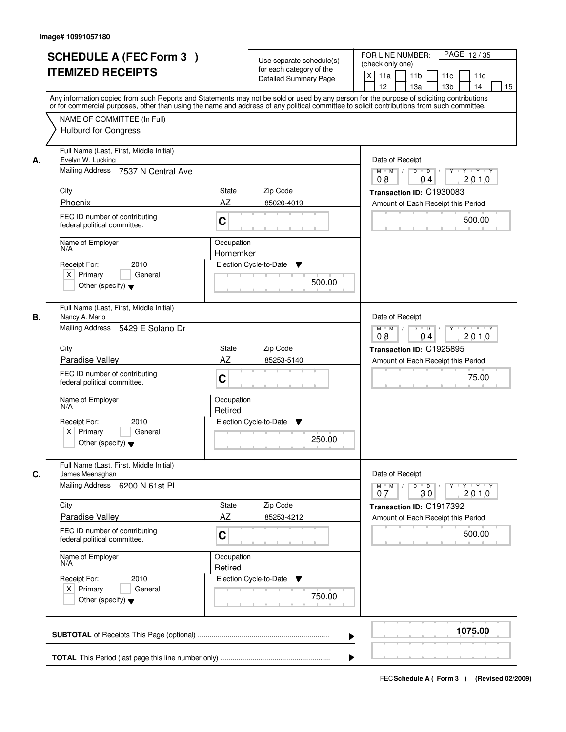Image# 10991057180

# SCHEDULE A (FEC Form 3 )
# ITEMIZED RECEIPTS

Use separate schedule(s) for each category of the Detailed Summary Page

FOR LINE NUMBER: (check only one)

[X] 11a [ ] 11b [ ] 11c [ ] 11d [ ] 12 [ ] 13a [ ] 13b [ ] 14 [ ] 15

PAGE 12 / 35

Any information copied from such Reports and Statements may not be sold or used by any person for the purpose of soliciting contributions or for commercial purposes, other than using the name and address of any political committee to solicit contributions from such committee.

NAME OF COMMITTEE (In Full)
Hulburd for Congress

---

**A.**

Full Name (Last, First, Middle Initial): Evelyn W. Lucking

Mailing Address: 7537 N Central Ave

City: Phoenix | State: AZ | Zip Code: 85020-4019

FEC ID number of contributing federal political committee: C

Name of Employer: N/A

Occupation: Homemker

Receipt For: 2010 [X] Primary [ ] General [ ] Other (specify)

Election Cycle-to-Date: 500.00

Date of Receipt: 08 04 2010

Transaction ID: C1930083

Amount of Each Receipt this Period: 500.00

---

**B.**

Full Name (Last, First, Middle Initial): Nancy A. Mario

Mailing Address: 5429 E Solano Dr

City: Paradise Valley | State: AZ | Zip Code: 85253-5140

FEC ID number of contributing federal political committee: C

Name of Employer: N/A

Occupation: Retired

Receipt For: 2010 [X] Primary [ ] General [ ] Other (specify)

Election Cycle-to-Date: 250.00

Date of Receipt: 08 04 2010

Transaction ID: C1925895

Amount of Each Receipt this Period: 75.00

---

**C.**

Full Name (Last, First, Middle Initial): James Meenaghan

Mailing Address: 6200 N 61st Pl

City: Paradise Valley | State: AZ | Zip Code: 85253-4212

FEC ID number of contributing federal political committee: C

Name of Employer: N/A

Occupation: Retired

Receipt For: 2010 [X] Primary [ ] General [ ] Other (specify)

Election Cycle-to-Date: 750.00

Date of Receipt: 07 30 2010

Transaction ID: C1917392

Amount of Each Receipt this Period: 500.00

---

**SUBTOTAL** of Receipts This Page (optional) ........ **1075.00**

**TOTAL** This Period (last page this line number only) ........

FEC Schedule A ( Form 3 ) (Revised 02/2009)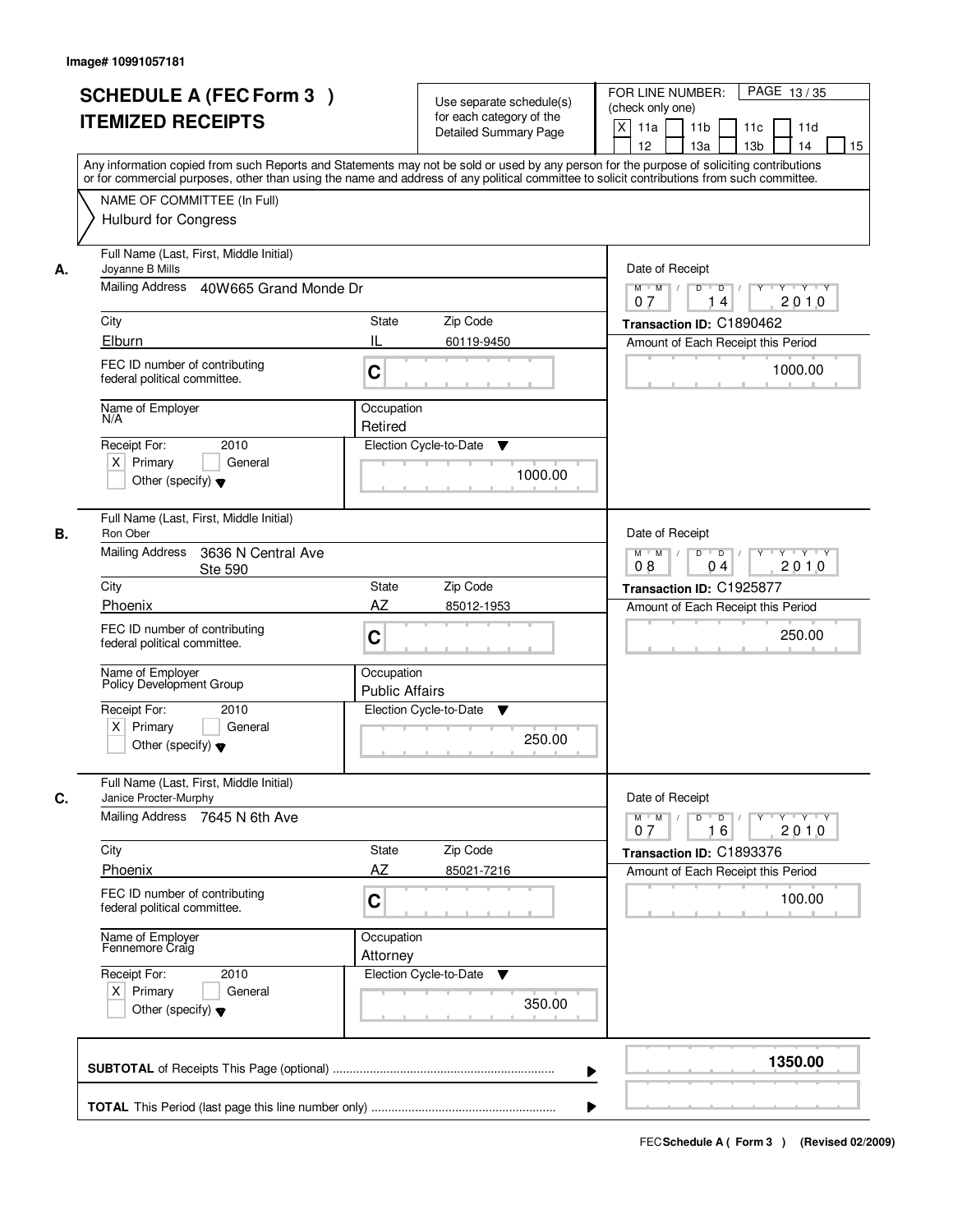Image# 10991057181

# SCHEDULE A (FEC Form 3 ) ITEMIZED RECEIPTS

Use separate schedule(s) for each category of the Detailed Summary Page

FOR LINE NUMBER: (check only one)

[X] 11a [ ] 11b [ ] 11c [ ] 11d [ ] 12 [ ] 13a [ ] 13b [ ] 14 [ ] 15

PAGE 13 / 35

Any information copied from such Reports and Statements may not be sold or used by any person for the purpose of soliciting contributions or for commercial purposes, other than using the name and address of any political committee to solicit contributions from such committee.

NAME OF COMMITTEE (In Full)
Hulburd for Congress

## A.

**Full Name (Last, First, Middle Initial):** Joyanne B Mills

**Mailing Address:** 40W665 Grand Monde Dr

**City:** Elburn **State:** IL **Zip Code:** 60119-9450

FEC ID number of contributing federal political committee: C

**Name of Employer:** N/A

**Occupation:** Retired

**Receipt For:** 2010 [X] Primary [ ] General [ ] Other (specify)

**Election Cycle-to-Date:** 1000.00

**Date of Receipt:** 07 / 14 / 2010

**Transaction ID:** C1890462

**Amount of Each Receipt this Period:** 1000.00

## B.

**Full Name (Last, First, Middle Initial):** Ron Ober

**Mailing Address:** 3636 N Central Ave Ste 590

**City:** Phoenix **State:** AZ **Zip Code:** 85012-1953

FEC ID number of contributing federal political committee: C

**Name of Employer:** Policy Development Group

**Occupation:** Public Affairs

**Receipt For:** 2010 [X] Primary [ ] General [ ] Other (specify)

**Election Cycle-to-Date:** 250.00

**Date of Receipt:** 08 / 04 / 2010

**Transaction ID:** C1925877

**Amount of Each Receipt this Period:** 250.00

## C.

**Full Name (Last, First, Middle Initial):** Janice Procter-Murphy

**Mailing Address:** 7645 N 6th Ave

**City:** Phoenix **State:** AZ **Zip Code:** 85021-7216

FEC ID number of contributing federal political committee: C

**Name of Employer:** Fennemore Craig

**Occupation:** Attorney

**Receipt For:** 2010 [X] Primary [ ] General [ ] Other (specify)

**Election Cycle-to-Date:** 350.00

**Date of Receipt:** 07 / 16 / 2010

**Transaction ID:** C1893376

**Amount of Each Receipt this Period:** 100.00

---

**SUBTOTAL** of Receipts This Page (optional): 1350.00

**TOTAL** This Period (last page this line number only):

FEC Schedule A ( Form 3 ) (Revised 02/2009)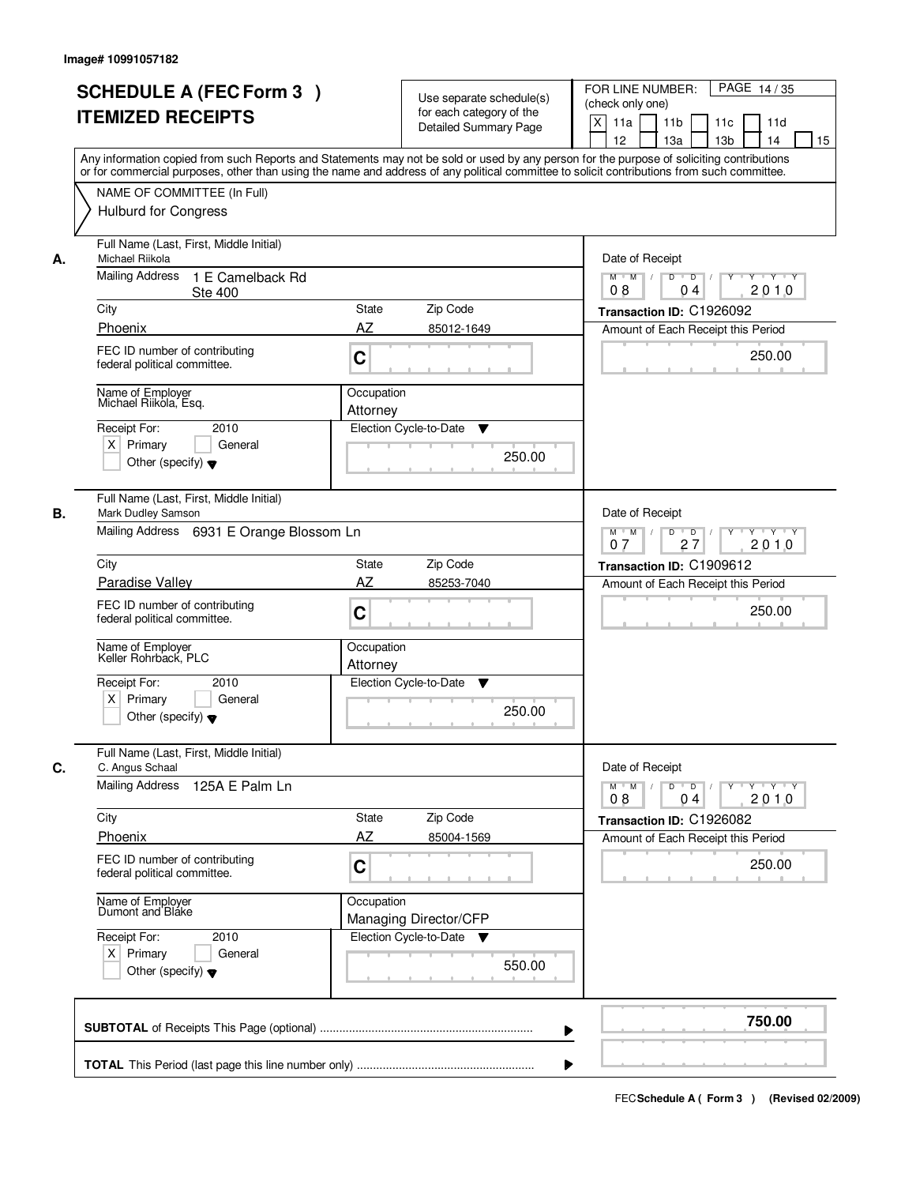Image# 10991057182

# SCHEDULE A (FEC Form 3 )
# ITEMIZED RECEIPTS

Use separate schedule(s) for each category of the Detailed Summary Page

FOR LINE NUMBER: (check only one)

PAGE 14 / 35

[X] 11a [ ] 11b [ ] 11c [ ] 11d [ ] 12 [ ] 13a [ ] 13b [ ] 14 [ ] 15

Any information copied from such Reports and Statements may not be sold or used by any person for the purpose of soliciting contributions or for commercial purposes, other than using the name and address of any political committee to solicit contributions from such committee.

NAME OF COMMITTEE (In Full)
Hulburd for Congress

---

**A.**

Full Name (Last, First, Middle Initial): Michael Riikola

Mailing Address: 1 E Camelback Rd Ste 400

City: Phoenix | State: AZ | Zip Code: 85012-1649

FEC ID number of contributing federal political committee: C

Name of Employer: Michael Riikola, Esq.

Occupation: Attorney

Receipt For: 2010 — [X] Primary [ ] General [ ] Other (specify)

Election Cycle-to-Date: 250.00

Date of Receipt: 08 / 04 / 2010

Transaction ID: C1926092

Amount of Each Receipt this Period: 250.00

---

**B.**

Full Name (Last, First, Middle Initial): Mark Dudley Samson

Mailing Address: 6931 E Orange Blossom Ln

City: Paradise Valley | State: AZ | Zip Code: 85253-7040

FEC ID number of contributing federal political committee: C

Name of Employer: Keller Rohrback, PLC

Occupation: Attorney

Receipt For: 2010 — [X] Primary [ ] General [ ] Other (specify)

Election Cycle-to-Date: 250.00

Date of Receipt: 07 / 27 / 2010

Transaction ID: C1909612

Amount of Each Receipt this Period: 250.00

---

**C.**

Full Name (Last, First, Middle Initial): C. Angus Schaal

Mailing Address: 125A E Palm Ln

City: Phoenix | State: AZ | Zip Code: 85004-1569

FEC ID number of contributing federal political committee: C

Name of Employer: Dumont and Blake

Occupation: Managing Director/CFP

Receipt For: 2010 — [X] Primary [ ] General [ ] Other (specify)

Election Cycle-to-Date: 550.00

Date of Receipt: 08 / 04 / 2010

Transaction ID: C1926082

Amount of Each Receipt this Period: 250.00

---

**SUBTOTAL** of Receipts This Page (optional): **750.00**

**TOTAL** This Period (last page this line number only):

FEC Schedule A ( Form 3 ) (Revised 02/2009)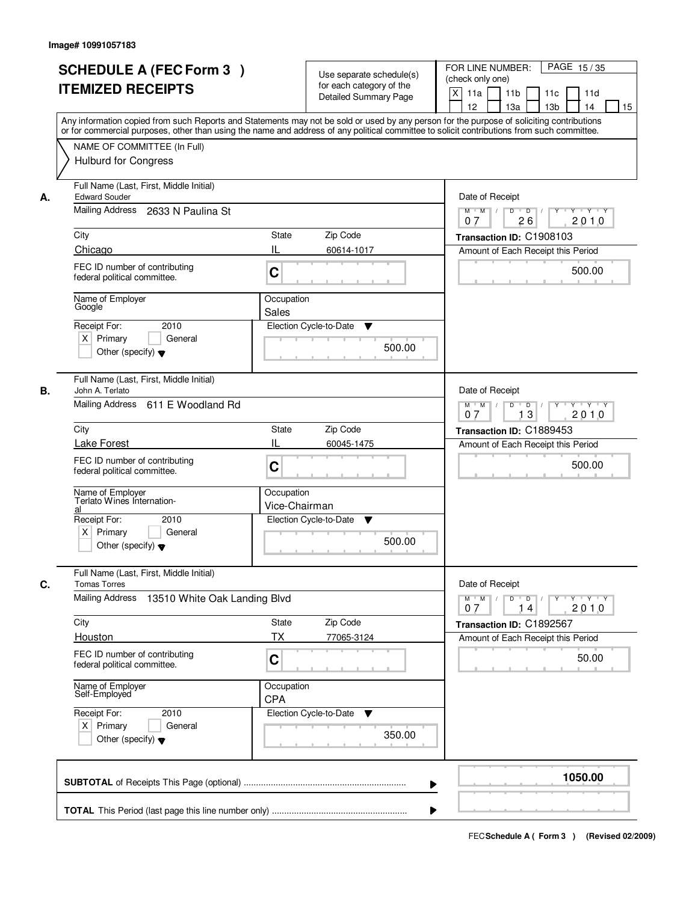Image# 10991057183

# SCHEDULE A (FEC Form 3 )
# ITEMIZED RECEIPTS

Use separate schedule(s) for each category of the Detailed Summary Page

FOR LINE NUMBER: (check only one)
[X] 11a [ ] 11b [ ] 11c [ ] 11d [ ] 12 [ ] 13a [ ] 13b [ ] 14 [ ] 15

PAGE 15 / 35

Any information copied from such Reports and Statements may not be sold or used by any person for the purpose of soliciting contributions or for commercial purposes, other than using the name and address of any political committee to solicit contributions from such committee.

NAME OF COMMITTEE (In Full)
Hulburd for Congress

---

**A.** Full Name (Last, First, Middle Initial): Edward Souder

Mailing Address: 2633 N Paulina St

City: Chicago | State: IL | Zip Code: 60614-1017

FEC ID number of contributing federal political committee: C

Name of Employer: Google | Occupation: Sales

Receipt For: 2010 [X] Primary [ ] General [ ] Other (specify)

Election Cycle-to-Date: 500.00

Date of Receipt: 07 / 26 / 2010

Transaction ID: C1908103

Amount of Each Receipt this Period: 500.00

---

**B.** Full Name (Last, First, Middle Initial): John A. Terlato

Mailing Address: 611 E Woodland Rd

City: Lake Forest | State: IL | Zip Code: 60045-1475

FEC ID number of contributing federal political committee: C

Name of Employer: Terlato Wines International | Occupation: Vice-Chairman

Receipt For: 2010 [X] Primary [ ] General [ ] Other (specify)

Election Cycle-to-Date: 500.00

Date of Receipt: 07 / 13 / 2010

Transaction ID: C1889453

Amount of Each Receipt this Period: 500.00

---

**C.** Full Name (Last, First, Middle Initial): Tomas Torres

Mailing Address: 13510 White Oak Landing Blvd

City: Houston | State: TX | Zip Code: 77065-3124

FEC ID number of contributing federal political committee: C

Name of Employer: Self-Employed | Occupation: CPA

Receipt For: 2010 [X] Primary [ ] General [ ] Other (specify)

Election Cycle-to-Date: 350.00

Date of Receipt: 07 / 14 / 2010

Transaction ID: C1892567

Amount of Each Receipt this Period: 50.00

---

**SUBTOTAL** of Receipts This Page (optional): 1050.00

**TOTAL** This Period (last page this line number only):

FEC Schedule A ( Form 3 ) (Revised 02/2009)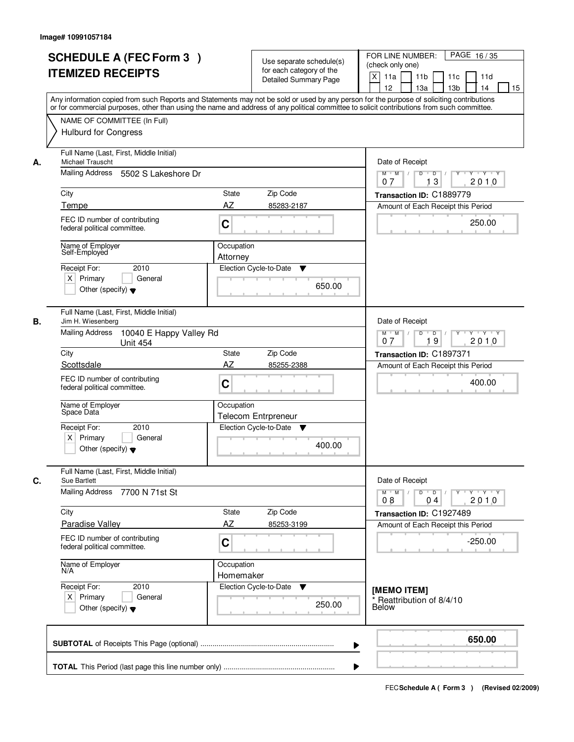Image# 10991057184

# SCHEDULE A (FEC Form 3 )
# ITEMIZED RECEIPTS

Use separate schedule(s) for each category of the Detailed Summary Page

FOR LINE NUMBER: (check only one)

PAGE 16 / 35

[X] 11a [ ] 11b [ ] 11c [ ] 11d [ ] 12 [ ] 13a [ ] 13b [ ] 14 [ ] 15

Any information copied from such Reports and Statements may not be sold or used by any person for the purpose of soliciting contributions or for commercial purposes, other than using the name and address of any political committee to solicit contributions from such committee.

NAME OF COMMITTEE (In Full)
Hulburd for Congress

---

**A.**

Full Name (Last, First, Middle Initial): Michael Trauscht

Mailing Address: 5502 S Lakeshore Dr

City: Tempe | State: AZ | Zip Code: 85283-2187

FEC ID number of contributing federal political committee: C

Name of Employer: Self-Employed

Occupation: Attorney

Receipt For: 2010 [X] Primary [ ] General [ ] Other (specify)

Election Cycle-to-Date: 650.00

Date of Receipt: 07 13 2010

Transaction ID: C1889779

Amount of Each Receipt this Period: 250.00

---

**B.**

Full Name (Last, First, Middle Initial): Jim H. Wiesenberg

Mailing Address: 10040 E Happy Valley Rd Unit 454

City: Scottsdale | State: AZ | Zip Code: 85255-2388

FEC ID number of contributing federal political committee: C

Name of Employer: Space Data

Occupation: Telecom Entrpreneur

Receipt For: 2010 [X] Primary [ ] General [ ] Other (specify)

Election Cycle-to-Date: 400.00

Date of Receipt: 07 19 2010

Transaction ID: C1897371

Amount of Each Receipt this Period: 400.00

---

**C.**

Full Name (Last, First, Middle Initial): Sue Bartlett

Mailing Address: 7700 N 71st St

City: Paradise Valley | State: AZ | Zip Code: 85253-3199

FEC ID number of contributing federal political committee: C

Name of Employer: N/A

Occupation: Homemaker

Receipt For: 2010 [X] Primary [ ] General [ ] Other (specify)

Election Cycle-to-Date: 250.00

Date of Receipt: 08 04 2010

Transaction ID: C1927489

Amount of Each Receipt this Period: -250.00

[MEMO ITEM]
* Reattribution of 8/4/10 Below

---

**SUBTOTAL** of Receipts This Page (optional): **650.00**

**TOTAL** This Period (last page this line number only):

FEC Schedule A ( Form 3 ) (Revised 02/2009)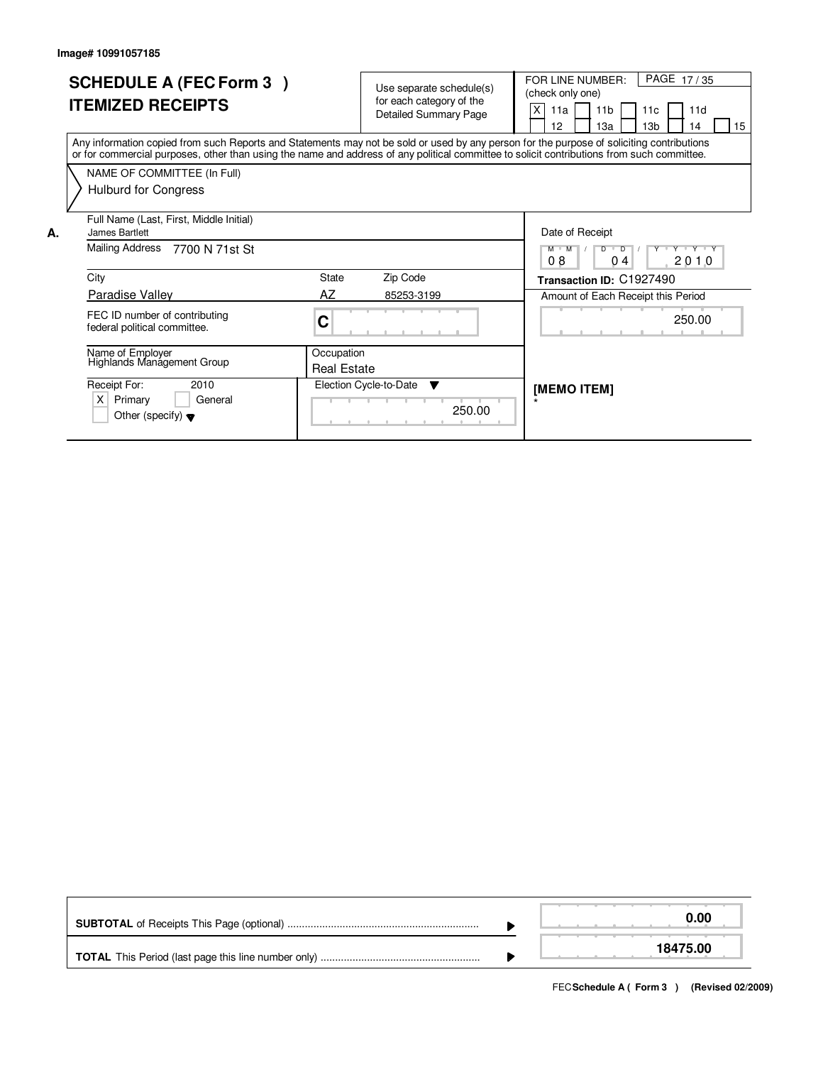Image# 10991057185

# SCHEDULE A (FEC Form 3 )
# ITEMIZED RECEIPTS

Use separate schedule(s) for each category of the Detailed Summary Page

FOR LINE NUMBER: (check only one)

- [X] 11a
- [ ] 11b
- [ ] 11c
- [ ] 11d
- [ ] 12
- [ ] 13a
- [ ] 13b
- [ ] 14
- [ ] 15

Any information copied from such Reports and Statements may not be sold or used by any person for the purpose of soliciting contributions or for commercial purposes, other than using the name and address of any political committee to solicit contributions from such committee.

NAME OF COMMITTEE (In Full)
Hulburd for Congress

**A.**

Full Name (Last, First, Middle Initial): James Bartlett

Mailing Address: 7700 N 71st St

City: Paradise Valley | State: AZ | Zip Code: 85253-3199

FEC ID number of contributing federal political committee: C

Name of Employer: Highlands Management Group

Occupation: Real Estate

Receipt For: 2010
- [X] Primary
- [ ] General
- [ ] Other (specify)

Election Cycle-to-Date: 250.00

Date of Receipt: 08 / 04 / 2010

Transaction ID: C1927490

Amount of Each Receipt this Period: 250.00

[MEMO ITEM]
*

| | |
|---|---|
| **SUBTOTAL** of Receipts This Page (optional) | 0.00 |
| **TOTAL** This Period (last page this line number only) | 18475.00 |

FEC **Schedule A ( Form 3 )** (Revised 02/2009)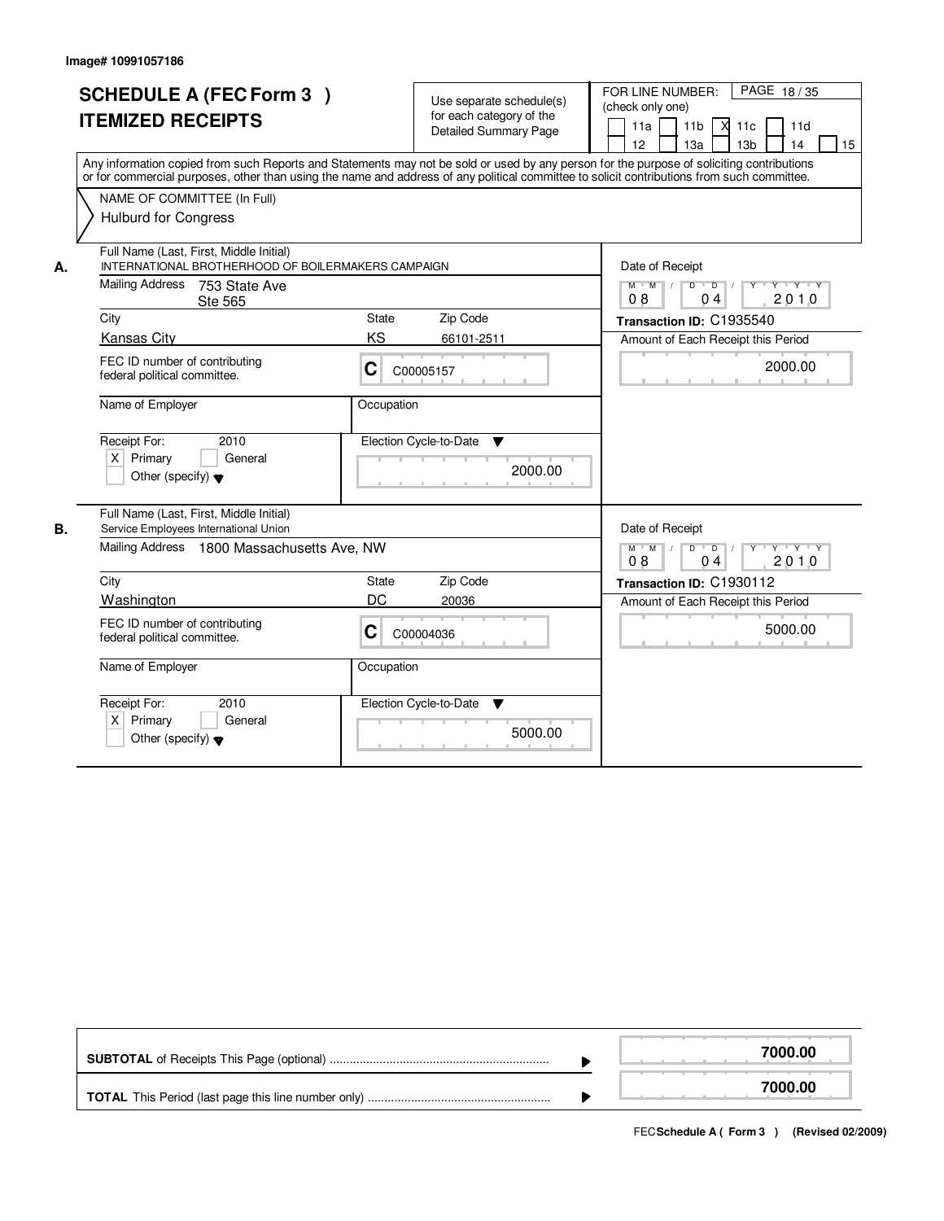Image# 10991057186

# SCHEDULE A (FEC Form 3 ) ITEMIZED RECEIPTS

Use separate schedule(s) for each category of the Detailed Summary Page

FOR LINE NUMBER: (check only one)

- [ ] 11a
- [ ] 11b
- [X] 11c
- [ ] 11d
- [ ] 12
- [ ] 13a
- [ ] 13b
- [ ] 14
- [ ] 15

PAGE 18 / 35

Any information copied from such Reports and Statements may not be sold or used by any person for the purpose of soliciting contributions or for commercial purposes, other than using the name and address of any political committee to solicit contributions from such committee.

NAME OF COMMITTEE (In Full)
Hulburd for Congress

## A.

**Full Name (Last, First, Middle Initial):** INTERNATIONAL BROTHERHOOD OF BOILERMAKERS CAMPAIGN

**Mailing Address:** 753 State Ave, Ste 565

**City:** Kansas City | **State:** KS | **Zip Code:** 66101-2511

**FEC ID number of contributing federal political committee:** C C00005157

**Name of Employer:**

**Occupation:**

**Receipt For:** 2010 — [X] Primary [ ] General [ ] Other (specify)

**Election Cycle-to-Date:** 2000.00

**Date of Receipt:** 08 / 04 / 2010

**Transaction ID:** C1935540

**Amount of Each Receipt this Period:** 2000.00

## B.

**Full Name (Last, First, Middle Initial):** Service Employees International Union

**Mailing Address:** 1800 Massachusetts Ave, NW

**City:** Washington | **State:** DC | **Zip Code:** 20036

**FEC ID number of contributing federal political committee:** C C00004036

**Name of Employer:**

**Occupation:**

**Receipt For:** 2010 — [X] Primary [ ] General [ ] Other (specify)

**Election Cycle-to-Date:** 5000.00

**Date of Receipt:** 08 / 04 / 2010

**Transaction ID:** C1930112

**Amount of Each Receipt this Period:** 5000.00

| | |
|---|---|
| **SUBTOTAL** of Receipts This Page (optional) | 7000.00 |
| **TOTAL** This Period (last page this line number only) | 7000.00 |

FEC **Schedule A ( Form 3 )** (Revised 02/2009)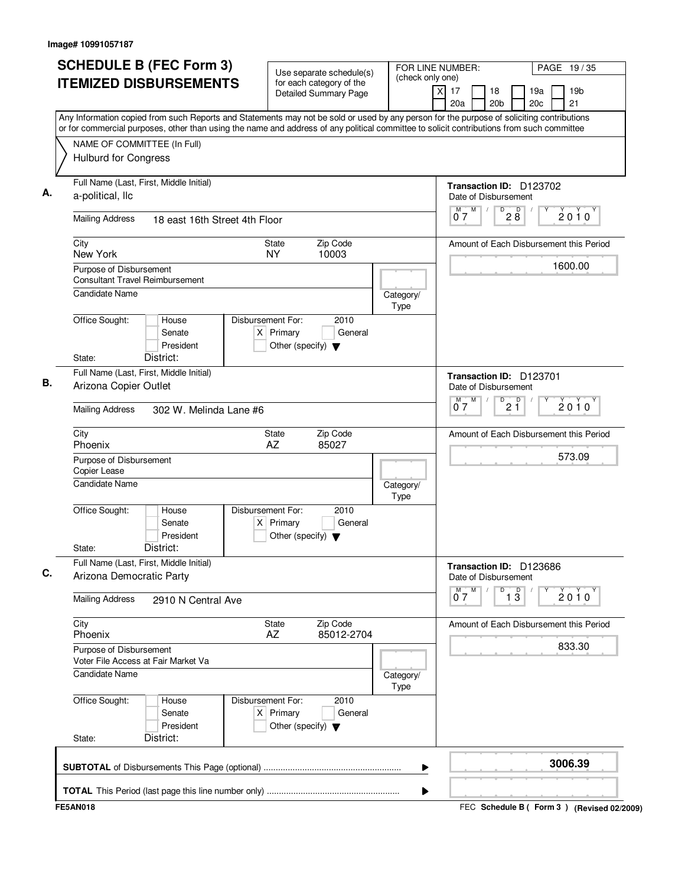Image# 10991057187

# SCHEDULE B (FEC Form 3) ITEMIZED DISBURSEMENTS

Use separate schedule(s) for each category of the Detailed Summary Page

FOR LINE NUMBER: (check only one)

[X] 17 [ ] 18 [ ] 19a [ ] 19b [ ] 20a [ ] 20b [ ] 20c [ ] 21

Any Information copied from such Reports and Statements may not be sold or used by any person for the purpose of soliciting contributions or for commercial purposes, other than using the name and address of any political committee to solicit contributions from such committee

NAME OF COMMITTEE (In Full)
Hulburd for Congress

---

**A.** Full Name (Last, First, Middle Initial): a-political, llc

Mailing Address: 18 east 16th Street 4th Floor

City: New York | State: NY | Zip Code: 10003

Purpose of Disbursement: Consultant Travel Reimbursement

Candidate Name:

Category/Type:

Office Sought: [ ] House [ ] Senate [ ] President
State: District:

Disbursement For: 2010 [X] Primary [ ] General [ ] Other (specify)

Transaction ID: D123702

Date of Disbursement: 07/28/2010

Amount of Each Disbursement this Period: 1600.00

---

**B.** Full Name (Last, First, Middle Initial): Arizona Copier Outlet

Mailing Address: 302 W. Melinda Lane #6

City: Phoenix | State: AZ | Zip Code: 85027

Purpose of Disbursement: Copier Lease

Candidate Name:

Category/Type:

Office Sought: [ ] House [ ] Senate [ ] President
State: District:

Disbursement For: 2010 [X] Primary [ ] General [ ] Other (specify)

Transaction ID: D123701

Date of Disbursement: 07/21/2010

Amount of Each Disbursement this Period: 573.09

---

**C.** Full Name (Last, First, Middle Initial): Arizona Democratic Party

Mailing Address: 2910 N Central Ave

City: Phoenix | State: AZ | Zip Code: 85012-2704

Purpose of Disbursement: Voter File Access at Fair Market Va

Candidate Name:

Category/Type:

Office Sought: [ ] House [ ] Senate [ ] President
State: District:

Disbursement For: 2010 [X] Primary [ ] General [ ] Other (specify)

Transaction ID: D123686

Date of Disbursement: 07/13/2010

Amount of Each Disbursement this Period: 833.30

---

**SUBTOTAL** of Disbursements This Page (optional): 3006.39

**TOTAL** This Period (last page this line number only):

FE5AN018

FEC Schedule B ( Form 3 ) (Revised 02/2009)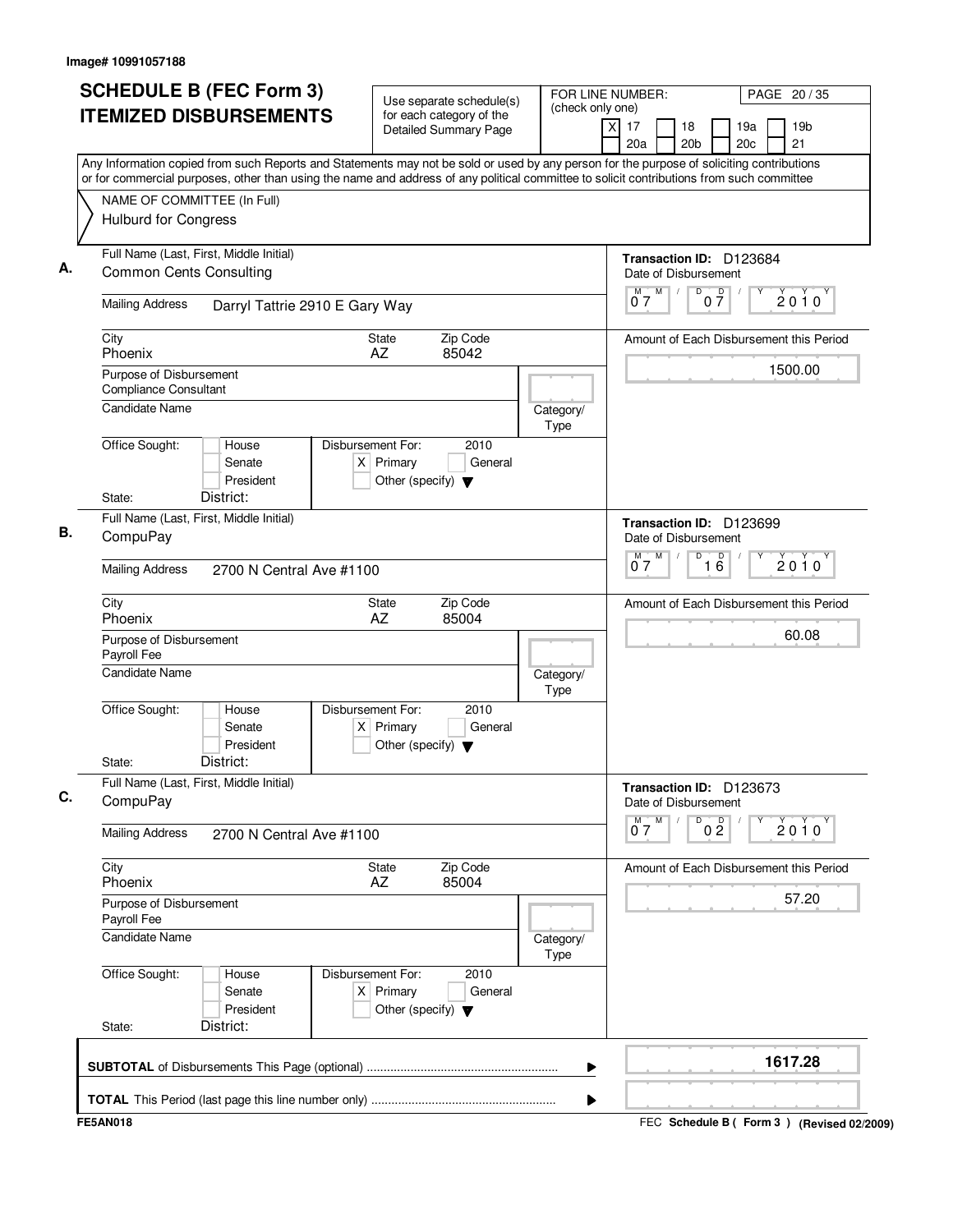Image# 10991057188

# SCHEDULE B (FEC Form 3)
# ITEMIZED DISBURSEMENTS

Use separate schedule(s) for each category of the Detailed Summary Page

FOR LINE NUMBER: (check only one)

[X] 17 [ ] 18 [ ] 19a [ ] 19b [ ] 20a [ ] 20b [ ] 20c [ ] 21

PAGE 20 / 35

Any Information copied from such Reports and Statements may not be sold or used by any person for the purpose of soliciting contributions or for commercial purposes, other than using the name and address of any political committee to solicit contributions from such committee

NAME OF COMMITTEE (In Full)
Hulburd for Congress

---

**A.** Full Name (Last, First, Middle Initial): Common Cents Consulting

Mailing Address: Darryl Tattrie 2910 E Gary Way

City: Phoenix | State: AZ | Zip Code: 85042

Purpose of Disbursement: Compliance Consultant

Candidate Name:

Category/Type:

Office Sought: [ ] House [ ] Senate [ ] President

State: District:

Disbursement For: 2010 [X] Primary [ ] General [ ] Other (specify)

Transaction ID: D123684

Date of Disbursement: 07 / 07 / 2010

Amount of Each Disbursement this Period: 1500.00

---

**B.** Full Name (Last, First, Middle Initial): CompuPay

Mailing Address: 2700 N Central Ave #1100

City: Phoenix | State: AZ | Zip Code: 85004

Purpose of Disbursement: Payroll Fee

Candidate Name:

Category/Type:

Office Sought: [ ] House [ ] Senate [ ] President

State: District:

Disbursement For: 2010 [X] Primary [ ] General [ ] Other (specify)

Transaction ID: D123699

Date of Disbursement: 07 / 16 / 2010

Amount of Each Disbursement this Period: 60.08

---

**C.** Full Name (Last, First, Middle Initial): CompuPay

Mailing Address: 2700 N Central Ave #1100

City: Phoenix | State: AZ | Zip Code: 85004

Purpose of Disbursement: Payroll Fee

Candidate Name:

Category/Type:

Office Sought: [ ] House [ ] Senate [ ] President

State: District:

Disbursement For: 2010 [X] Primary [ ] General [ ] Other (specify)

Transaction ID: D123673

Date of Disbursement: 07 / 02 / 2010

Amount of Each Disbursement this Period: 57.20

---

**SUBTOTAL** of Disbursements This Page (optional): 1617.28

**TOTAL** This Period (last page this line number only):

FE5AN018

FEC Schedule B ( Form 3 ) (Revised 02/2009)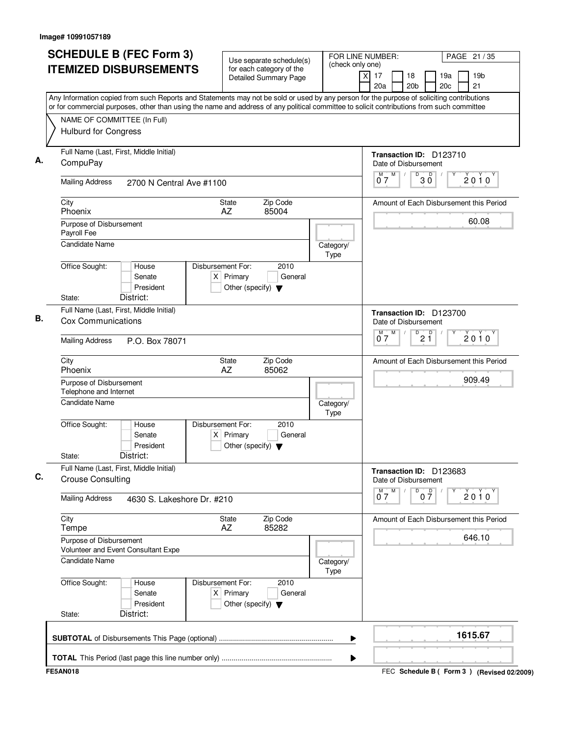Image# 10991057189

# SCHEDULE B (FEC Form 3)
# ITEMIZED DISBURSEMENTS

Use separate schedule(s) for each category of the Detailed Summary Page

FOR LINE NUMBER: (check only one)

[X] 17 [ ] 18 [ ] 19a [ ] 19b [ ] 20a [ ] 20b [ ] 20c [ ] 21

PAGE 21 / 35

Any Information copied from such Reports and Statements may not be sold or used by any person for the purpose of soliciting contributions or for commercial purposes, other than using the name and address of any political committee to solicit contributions from such committee

NAME OF COMMITTEE (In Full)
Hulburd for Congress

---

**A.**

Full Name (Last, First, Middle Initial): CompuPay

Mailing Address: 2700 N Central Ave #1100

City: Phoenix | State: AZ | Zip Code: 85004

Purpose of Disbursement: Payroll Fee

Candidate Name:

Category/Type:

Office Sought: [ ] House [ ] Senate [ ] President

State: District:

Disbursement For: 2010 [X] Primary [ ] General [ ] Other (specify)

Transaction ID: D123710

Date of Disbursement: 07/30/2010

Amount of Each Disbursement this Period: 60.08

---

**B.**

Full Name (Last, First, Middle Initial): Cox Communications

Mailing Address: P.O. Box 78071

City: Phoenix | State: AZ | Zip Code: 85062

Purpose of Disbursement: Telephone and Internet

Candidate Name:

Category/Type:

Office Sought: [ ] House [ ] Senate [ ] President

State: District:

Disbursement For: 2010 [X] Primary [ ] General [ ] Other (specify)

Transaction ID: D123700

Date of Disbursement: 07/21/2010

Amount of Each Disbursement this Period: 909.49

---

**C.**

Full Name (Last, First, Middle Initial): Crouse Consulting

Mailing Address: 4630 S. Lakeshore Dr. #210

City: Tempe | State: AZ | Zip Code: 85282

Purpose of Disbursement: Volunteer and Event Consultant Expe

Candidate Name:

Category/Type:

Office Sought: [ ] House [ ] Senate [ ] President

State: District:

Disbursement For: 2010 [X] Primary [ ] General [ ] Other (specify)

Transaction ID: D123683

Date of Disbursement: 07/07/2010

Amount of Each Disbursement this Period: 646.10

---

**SUBTOTAL** of Disbursements This Page (optional) ........ 1615.67

**TOTAL** This Period (last page this line number only) ........

FE5AN018

FEC Schedule B ( Form 3 ) (Revised 02/2009)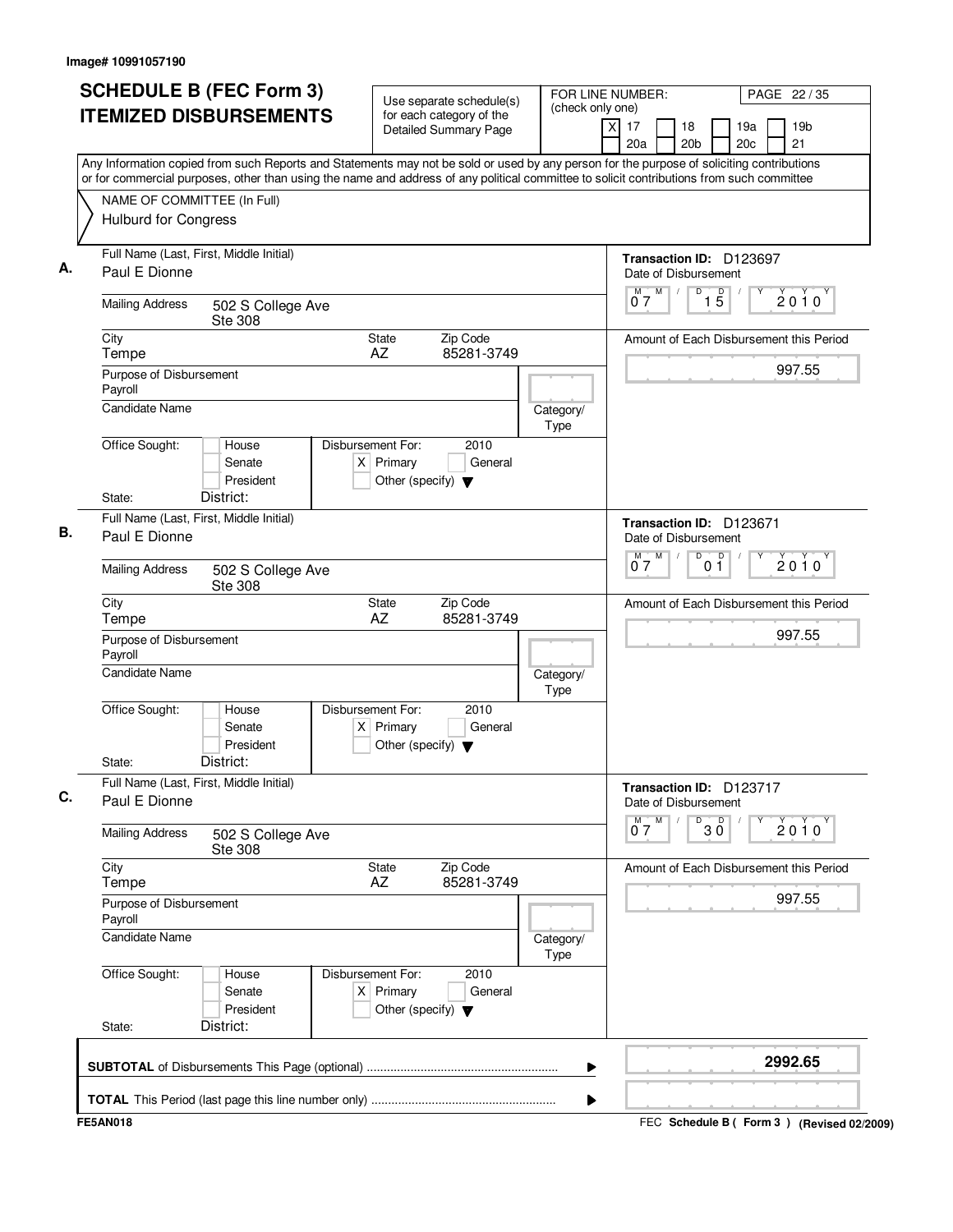Image# 10991057190

# SCHEDULE B (FEC Form 3) ITEMIZED DISBURSEMENTS

Use separate schedule(s) for each category of the Detailed Summary Page

FOR LINE NUMBER: (check only one)

[X] 17 [ ] 18 [ ] 19a [ ] 19b [ ] 20a [ ] 20b [ ] 20c [ ] 21

PAGE 22 / 35

Any Information copied from such Reports and Statements may not be sold or used by any person for the purpose of soliciting contributions or for commercial purposes, other than using the name and address of any political committee to solicit contributions from such committee

NAME OF COMMITTEE (In Full)
Hulburd for Congress

**A.** Full Name (Last, First, Middle Initial): Paul E Dionne

Mailing Address: 502 S College Ave, Ste 308

City: Tempe | State: AZ | Zip Code: 85281-3749

Purpose of Disbursement: Payroll

Candidate Name:

Category/Type:

Office Sought: [ ] House [ ] Senate [ ] President

State: District:

Disbursement For: 2010 [X] Primary [ ] General [ ] Other (specify)

Transaction ID: D123697

Date of Disbursement: 07/15/2010

Amount of Each Disbursement this Period: 997.55

**B.** Full Name (Last, First, Middle Initial): Paul E Dionne

Mailing Address: 502 S College Ave, Ste 308

City: Tempe | State: AZ | Zip Code: 85281-3749

Purpose of Disbursement: Payroll

Candidate Name:

Category/Type:

Office Sought: [ ] House [ ] Senate [ ] President

State: District:

Disbursement For: 2010 [X] Primary [ ] General [ ] Other (specify)

Transaction ID: D123671

Date of Disbursement: 07/01/2010

Amount of Each Disbursement this Period: 997.55

**C.** Full Name (Last, First, Middle Initial): Paul E Dionne

Mailing Address: 502 S College Ave, Ste 308

City: Tempe | State: AZ | Zip Code: 85281-3749

Purpose of Disbursement: Payroll

Candidate Name:

Category/Type:

Office Sought: [ ] House [ ] Senate [ ] President

State: District:

Disbursement For: 2010 [X] Primary [ ] General [ ] Other (specify)

Transaction ID: D123717

Date of Disbursement: 07/30/2010

Amount of Each Disbursement this Period: 997.55

**SUBTOTAL** of Disbursements This Page (optional): 2992.65

**TOTAL** This Period (last page this line number only):

FE5AN018 — FEC Schedule B ( Form 3 ) (Revised 02/2009)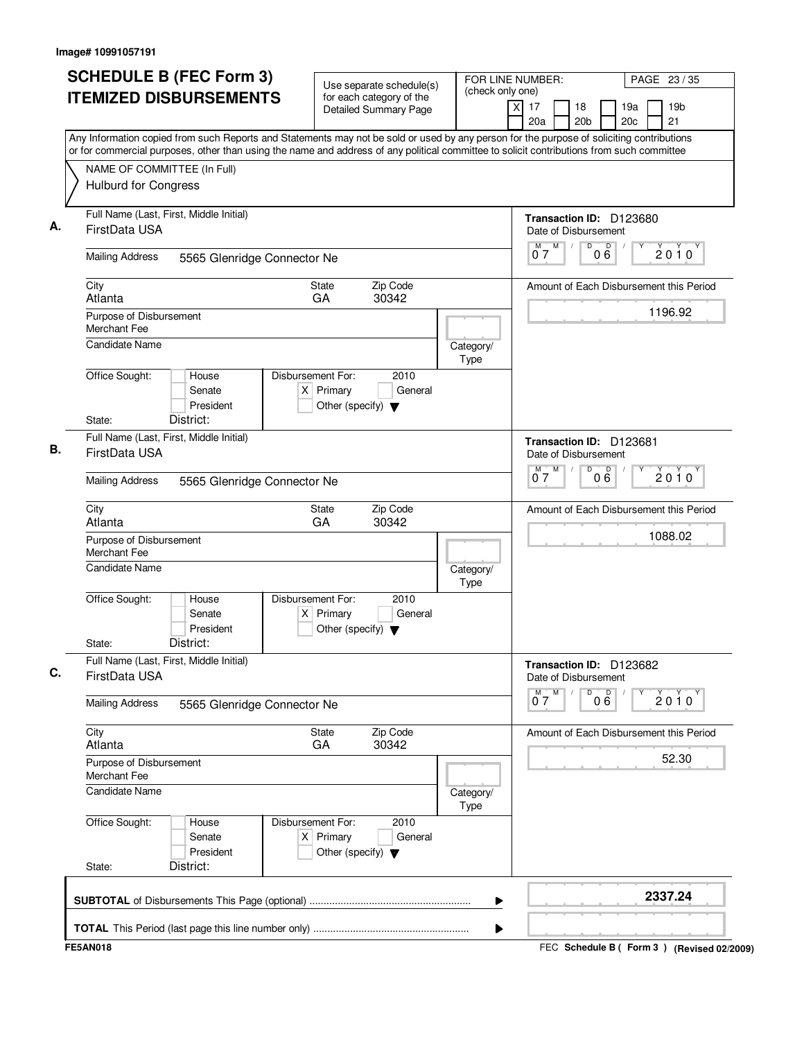Image# 10991057191

# SCHEDULE B (FEC Form 3)
# ITEMIZED DISBURSEMENTS

Use separate schedule(s) for each category of the Detailed Summary Page

FOR LINE NUMBER: (check only one)
[X] 17 [ ] 18 [ ] 19a [ ] 19b
[ ] 20a [ ] 20b [ ] 20c [ ] 21

PAGE 23 / 35

Any Information copied from such Reports and Statements may not be sold or used by any person for the purpose of soliciting contributions or for commercial purposes, other than using the name and address of any political committee to solicit contributions from such committee

NAME OF COMMITTEE (In Full)
Hulburd for Congress

---

**A.** Full Name (Last, First, Middle Initial)
FirstData USA

Mailing Address: 5565 Glenridge Connector Ne

City: Atlanta | State: GA | Zip Code: 30342

Purpose of Disbursement: Merchant Fee

Candidate Name:

Category/Type:

Office Sought: [ ] House [ ] Senate [ ] President
State: District:

Disbursement For: 2010 [X] Primary [ ] General [ ] Other (specify)

Transaction ID: D123680
Date of Disbursement: 07 / 06 / 2010

Amount of Each Disbursement this Period: 1196.92

---

**B.** Full Name (Last, First, Middle Initial)
FirstData USA

Mailing Address: 5565 Glenridge Connector Ne

City: Atlanta | State: GA | Zip Code: 30342

Purpose of Disbursement: Merchant Fee

Candidate Name:

Category/Type:

Office Sought: [ ] House [ ] Senate [ ] President
State: District:

Disbursement For: 2010 [X] Primary [ ] General [ ] Other (specify)

Transaction ID: D123681
Date of Disbursement: 07 / 06 / 2010

Amount of Each Disbursement this Period: 1088.02

---

**C.** Full Name (Last, First, Middle Initial)
FirstData USA

Mailing Address: 5565 Glenridge Connector Ne

City: Atlanta | State: GA | Zip Code: 30342

Purpose of Disbursement: Merchant Fee

Candidate Name:

Category/Type:

Office Sought: [ ] House [ ] Senate [ ] President
State: District:

Disbursement For: 2010 [X] Primary [ ] General [ ] Other (specify)

Transaction ID: D123682
Date of Disbursement: 07 / 06 / 2010

Amount of Each Disbursement this Period: 52.30

---

**SUBTOTAL** of Disbursements This Page (optional) ..................... 2337.24

**TOTAL** This Period (last page this line number only) .....................

FE5AN018

FEC Schedule B ( Form 3 ) (Revised 02/2009)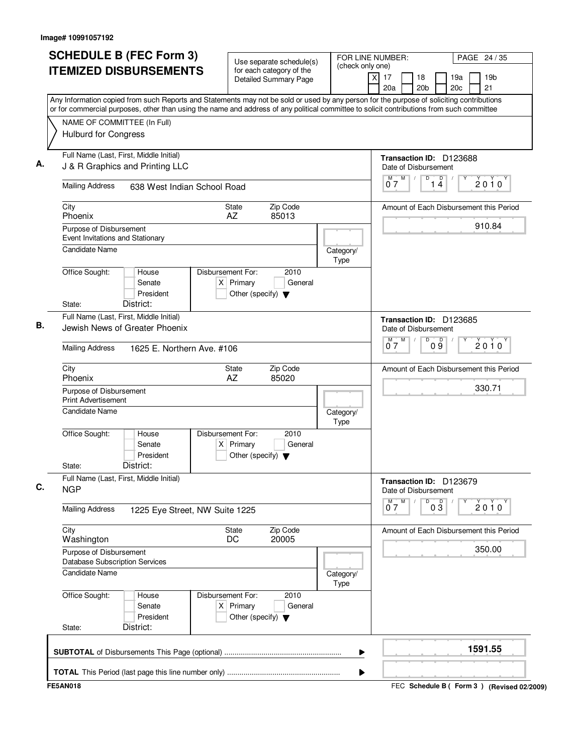Image# 10991057192

# SCHEDULE B (FEC Form 3) ITEMIZED DISBURSEMENTS

Use separate schedule(s) for each category of the Detailed Summary Page

FOR LINE NUMBER: (check only one)

[X] 17 [ ] 18 [ ] 19a [ ] 19b [ ] 20a [ ] 20b [ ] 20c [ ] 21

PAGE 24 / 35

Any Information copied from such Reports and Statements may not be sold or used by any person for the purpose of soliciting contributions or for commercial purposes, other than using the name and address of any political committee to solicit contributions from such committee

NAME OF COMMITTEE (In Full)
Hulburd for Congress

---

**A.** Full Name (Last, First, Middle Initial): J & R Graphics and Printing LLC

Mailing Address: 638 West Indian School Road

City: Phoenix State: AZ Zip Code: 85013

Purpose of Disbursement: Event Invitations and Stationary

Candidate Name:

Category/Type:

Office Sought: [ ] House [ ] Senate [ ] President

State: District:

Disbursement For: 2010 [X] Primary [ ] General [ ] Other (specify)

Transaction ID: D123688

Date of Disbursement: 07/14/2010

Amount of Each Disbursement this Period: 910.84

---

**B.** Full Name (Last, First, Middle Initial): Jewish News of Greater Phoenix

Mailing Address: 1625 E. Northern Ave. #106

City: Phoenix State: AZ Zip Code: 85020

Purpose of Disbursement: Print Advertisement

Candidate Name:

Category/Type:

Office Sought: [ ] House [ ] Senate [ ] President

State: District:

Disbursement For: 2010 [X] Primary [ ] General [ ] Other (specify)

Transaction ID: D123685

Date of Disbursement: 07/09/2010

Amount of Each Disbursement this Period: 330.71

---

**C.** Full Name (Last, First, Middle Initial): NGP

Mailing Address: 1225 Eye Street, NW Suite 1225

City: Washington State: DC Zip Code: 20005

Purpose of Disbursement: Database Subscription Services

Candidate Name:

Category/Type:

Office Sought: [ ] House [ ] Senate [ ] President

State: District:

Disbursement For: 2010 [X] Primary [ ] General [ ] Other (specify)

Transaction ID: D123679

Date of Disbursement: 07/03/2010

Amount of Each Disbursement this Period: 350.00

---

**SUBTOTAL** of Disbursements This Page (optional): 1591.55

**TOTAL** This Period (last page this line number only):

FE5AN018

FEC Schedule B ( Form 3 ) (Revised 02/2009)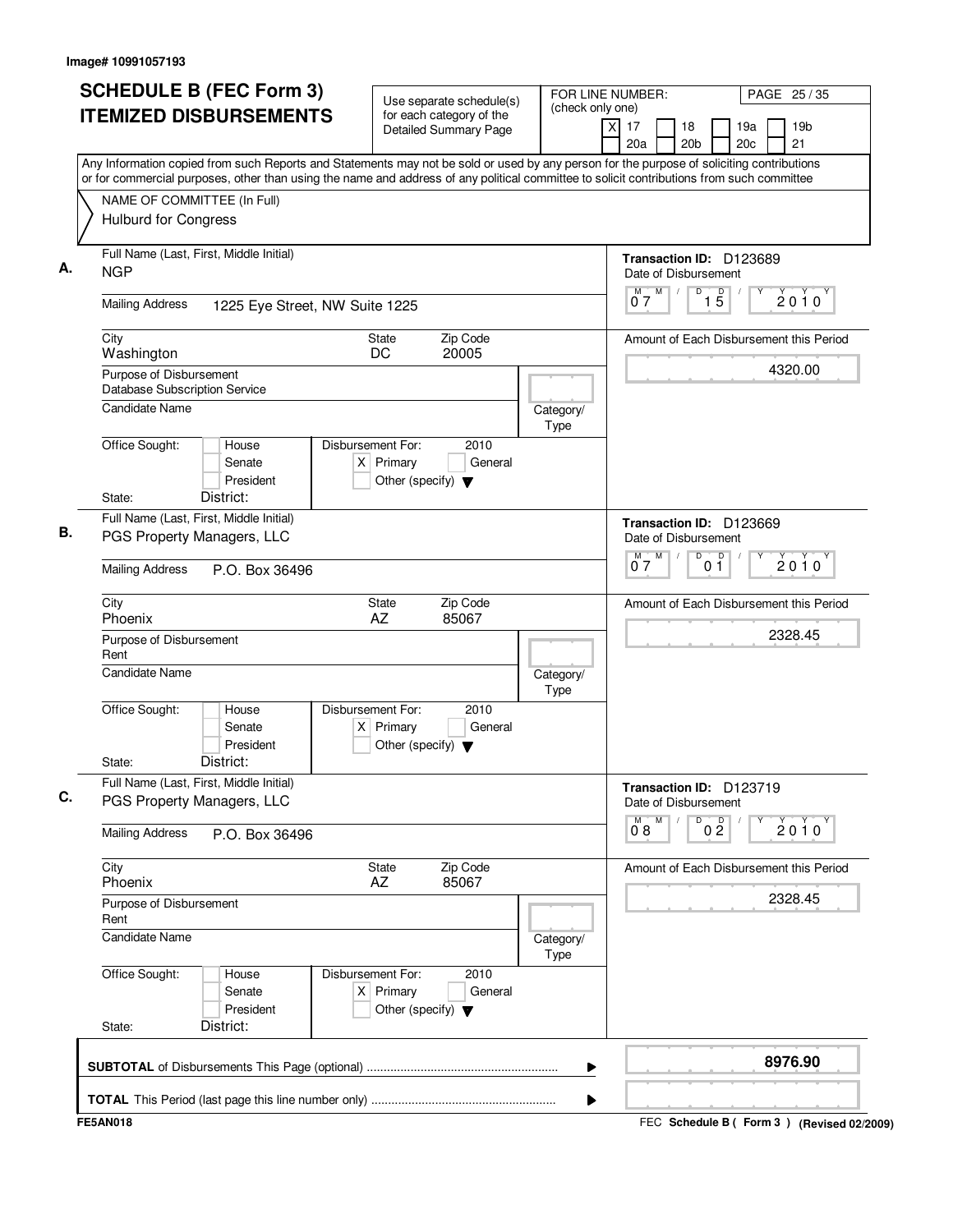Image# 10991057193

# SCHEDULE B (FEC Form 3)
# ITEMIZED DISBURSEMENTS

Use separate schedule(s) for each category of the Detailed Summary Page

FOR LINE NUMBER: (check only one)
[X] 17 [ ] 18 [ ] 19a [ ] 19b [ ] 20a [ ] 20b [ ] 20c [ ] 21

PAGE 25 / 35

Any Information copied from such Reports and Statements may not be sold or used by any person for the purpose of soliciting contributions or for commercial purposes, other than using the name and address of any political committee to solicit contributions from such committee

NAME OF COMMITTEE (In Full)
Hulburd for Congress

---

**A.** Full Name (Last, First, Middle Initial)
NGP

Mailing Address: 1225 Eye Street, NW Suite 1225

City: Washington | State: DC | Zip Code: 20005

Purpose of Disbursement: Database Subscription Service

Candidate Name:

Category/Type:

Office Sought: [ ] House [ ] Senate [ ] President
State: District:

Disbursement For: 2010 [X] Primary [ ] General [ ] Other (specify)

Transaction ID: D123689
Date of Disbursement: 07/15/2010

Amount of Each Disbursement this Period: 4320.00

---

**B.** Full Name (Last, First, Middle Initial)
PGS Property Managers, LLC

Mailing Address: P.O. Box 36496

City: Phoenix | State: AZ | Zip Code: 85067

Purpose of Disbursement: Rent

Candidate Name:

Category/Type:

Office Sought: [ ] House [ ] Senate [ ] President
State: District:

Disbursement For: 2010 [X] Primary [ ] General [ ] Other (specify)

Transaction ID: D123669
Date of Disbursement: 07/01/2010

Amount of Each Disbursement this Period: 2328.45

---

**C.** Full Name (Last, First, Middle Initial)
PGS Property Managers, LLC

Mailing Address: P.O. Box 36496

City: Phoenix | State: AZ | Zip Code: 85067

Purpose of Disbursement: Rent

Candidate Name:

Category/Type:

Office Sought: [ ] House [ ] Senate [ ] President
State: District:

Disbursement For: 2010 [X] Primary [ ] General [ ] Other (specify)

Transaction ID: D123719
Date of Disbursement: 08/02/2010

Amount of Each Disbursement this Period: 2328.45

---

**SUBTOTAL** of Disbursements This Page (optional): 8976.90

**TOTAL** This Period (last page this line number only):

FE5AN018

FEC Schedule B ( Form 3 ) (Revised 02/2009)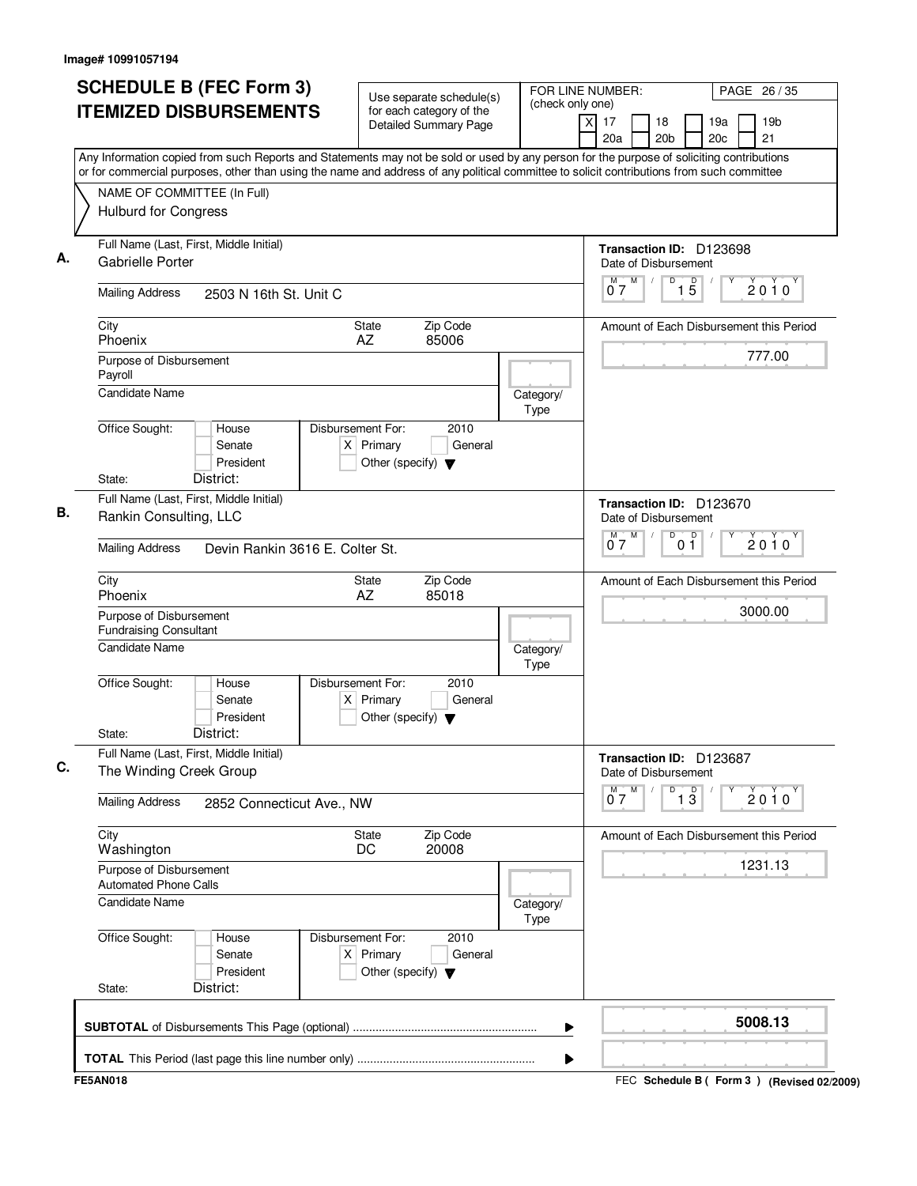Image# 10991057194

# SCHEDULE B (FEC Form 3)
## ITEMIZED DISBURSEMENTS

Use separate schedule(s) for each category of the Detailed Summary Page

FOR LINE NUMBER: (check only one)

- [X] 17
- [ ] 18
- [ ] 19a
- [ ] 19b
- [ ] 20a
- [ ] 20b
- [ ] 20c
- [ ] 21

Any Information copied from such Reports and Statements may not be sold or used by any person for the purpose of soliciting contributions or for commercial purposes, other than using the name and address of any political committee to solicit contributions from such committee

NAME OF COMMITTEE (In Full)
Hulburd for Congress

---

**A.**

Full Name (Last, First, Middle Initial): Gabrielle Porter

Mailing Address: 2503 N 16th St. Unit C

City: Phoenix | State: AZ | Zip Code: 85006

Purpose of Disbursement: Payroll

Candidate Name:

Category/Type:

Office Sought: [ ] House [ ] Senate [ ] President

State: District:

Disbursement For: 2010 [X] Primary [ ] General [ ] Other (specify)

Transaction ID: D123698

Date of Disbursement: 07/15/2010

Amount of Each Disbursement this Period: 777.00

---

**B.**

Full Name (Last, First, Middle Initial): Rankin Consulting, LLC

Mailing Address: Devin Rankin 3616 E. Colter St.

City: Phoenix | State: AZ | Zip Code: 85018

Purpose of Disbursement: Fundraising Consultant

Candidate Name:

Category/Type:

Office Sought: [ ] House [ ] Senate [ ] President

State: District:

Disbursement For: 2010 [X] Primary [ ] General [ ] Other (specify)

Transaction ID: D123670

Date of Disbursement: 07/01/2010

Amount of Each Disbursement this Period: 3000.00

---

**C.**

Full Name (Last, First, Middle Initial): The Winding Creek Group

Mailing Address: 2852 Connecticut Ave., NW

City: Washington | State: DC | Zip Code: 20008

Purpose of Disbursement: Automated Phone Calls

Candidate Name:

Category/Type:

Office Sought: [ ] House [ ] Senate [ ] President

State: District:

Disbursement For: 2010 [X] Primary [ ] General [ ] Other (specify)

Transaction ID: D123687

Date of Disbursement: 07/13/2010

Amount of Each Disbursement this Period: 1231.13

---

**SUBTOTAL** of Disbursements This Page (optional): **5008.13**

**TOTAL** This Period (last page this line number only):

FE5AN018

FEC Schedule B ( Form 3 ) (Revised 02/2009)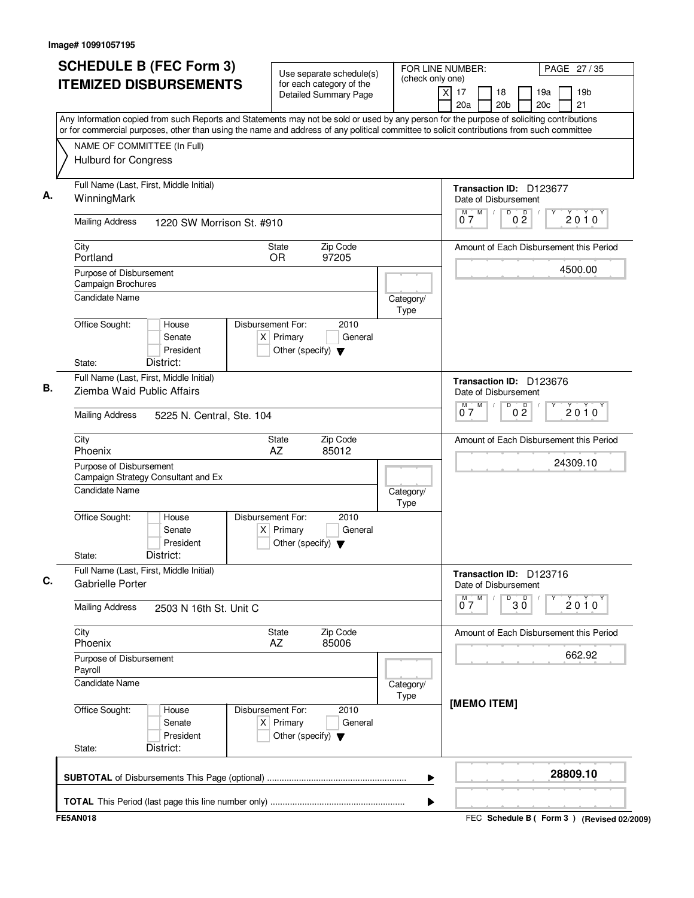Image# 10991057195

# SCHEDULE B (FEC Form 3)
# ITEMIZED DISBURSEMENTS

Use separate schedule(s) for each category of the Detailed Summary Page

FOR LINE NUMBER: (check only one)
[X] 17 [ ] 18 [ ] 19a [ ] 19b
[ ] 20a [ ] 20b [ ] 20c [ ] 21

PAGE 27 / 35

Any Information copied from such Reports and Statements may not be sold or used by any person for the purpose of soliciting contributions or for commercial purposes, other than using the name and address of any political committee to solicit contributions from such committee

NAME OF COMMITTEE (In Full)
Hulburd for Congress

---

**A.** Full Name (Last, First, Middle Initial): WinningMark

Mailing Address: 1220 SW Morrison St. #910

City: Portland | State: OR | Zip Code: 97205

Purpose of Disbursement: Campaign Brochures

Candidate Name:

Category/Type:

Office Sought: [ ] House [ ] Senate [ ] President
State: District:

Disbursement For: 2010 [X] Primary [ ] General [ ] Other (specify)

Transaction ID: D123677
Date of Disbursement: 07 / 02 / 2010

Amount of Each Disbursement this Period: 4500.00

---

**B.** Full Name (Last, First, Middle Initial): Ziemba Waid Public Affairs

Mailing Address: 5225 N. Central, Ste. 104

City: Phoenix | State: AZ | Zip Code: 85012

Purpose of Disbursement: Campaign Strategy Consultant and Ex

Candidate Name:

Category/Type:

Office Sought: [ ] House [ ] Senate [ ] President
State: District:

Disbursement For: 2010 [X] Primary [ ] General [ ] Other (specify)

Transaction ID: D123676
Date of Disbursement: 07 / 02 / 2010

Amount of Each Disbursement this Period: 24309.10

---

**C.** Full Name (Last, First, Middle Initial): Gabrielle Porter

Mailing Address: 2503 N 16th St. Unit C

City: Phoenix | State: AZ | Zip Code: 85006

Purpose of Disbursement: Payroll

Candidate Name:

Category/Type:

Office Sought: [ ] House [ ] Senate [ ] President
State: District:

Disbursement For: 2010 [X] Primary [ ] General [ ] Other (specify)

Transaction ID: D123716
Date of Disbursement: 07 / 30 / 2010

Amount of Each Disbursement this Period: 662.92

[MEMO ITEM]

---

**SUBTOTAL** of Disbursements This Page (optional): **28809.10**

**TOTAL** This Period (last page this line number only):

FE5AN018

FEC **Schedule B ( Form 3 )** (Revised 02/2009)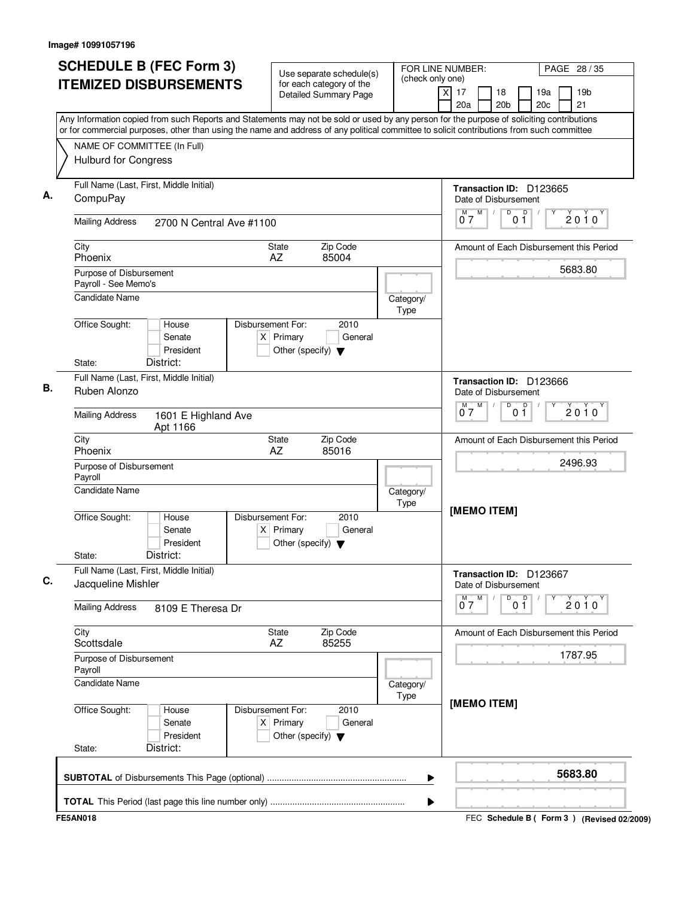Image# 10991057196

# SCHEDULE B (FEC Form 3)
## ITEMIZED DISBURSEMENTS

Use separate schedule(s) for each category of the Detailed Summary Page

FOR LINE NUMBER: (check only one)

[X] 17 [ ] 18 [ ] 19a [ ] 19b
[ ] 20a [ ] 20b [ ] 20c [ ] 21

PAGE 28 / 35

Any Information copied from such Reports and Statements may not be sold or used by any person for the purpose of soliciting contributions or for commercial purposes, other than using the name and address of any political committee to solicit contributions from such committee

NAME OF COMMITTEE (In Full)
Hulburd for Congress

---

**A.**

Full Name (Last, First, Middle Initial): CompuPay

Mailing Address: 2700 N Central Ave #1100

City: Phoenix | State: AZ | Zip Code: 85004

Purpose of Disbursement: Payroll - See Memo's

Candidate Name:

Category/Type:

Office Sought: [ ] House [ ] Senate [ ] President
State: District:

Disbursement For: 2010 [X] Primary [ ] General [ ] Other (specify)

Transaction ID: D123665

Date of Disbursement: 07 / 01 / 2010

Amount of Each Disbursement this Period: 5683.80

---

**B.**

Full Name (Last, First, Middle Initial): Ruben Alonzo

Mailing Address: 1601 E Highland Ave Apt 1166

City: Phoenix | State: AZ | Zip Code: 85016

Purpose of Disbursement: Payroll

Candidate Name:

Category/Type:

Office Sought: [ ] House [ ] Senate [ ] President
State: District:

Disbursement For: 2010 [X] Primary [ ] General [ ] Other (specify)

Transaction ID: D123666

Date of Disbursement: 07 / 01 / 2010

Amount of Each Disbursement this Period: 2496.93

[MEMO ITEM]

---

**C.**

Full Name (Last, First, Middle Initial): Jacqueline Mishler

Mailing Address: 8109 E Theresa Dr

City: Scottsdale | State: AZ | Zip Code: 85255

Purpose of Disbursement: Payroll

Candidate Name:

Category/Type:

Office Sought: [ ] House [ ] Senate [ ] President
State: District:

Disbursement For: 2010 [X] Primary [ ] General [ ] Other (specify)

Transaction ID: D123667

Date of Disbursement: 07 / 01 / 2010

Amount of Each Disbursement this Period: 1787.95

[MEMO ITEM]

---

**SUBTOTAL** of Disbursements This Page (optional) ........ 5683.80

**TOTAL** This Period (last page this line number only) ........

FE5AN018 — FEC **Schedule B ( Form 3 )** (Revised 02/2009)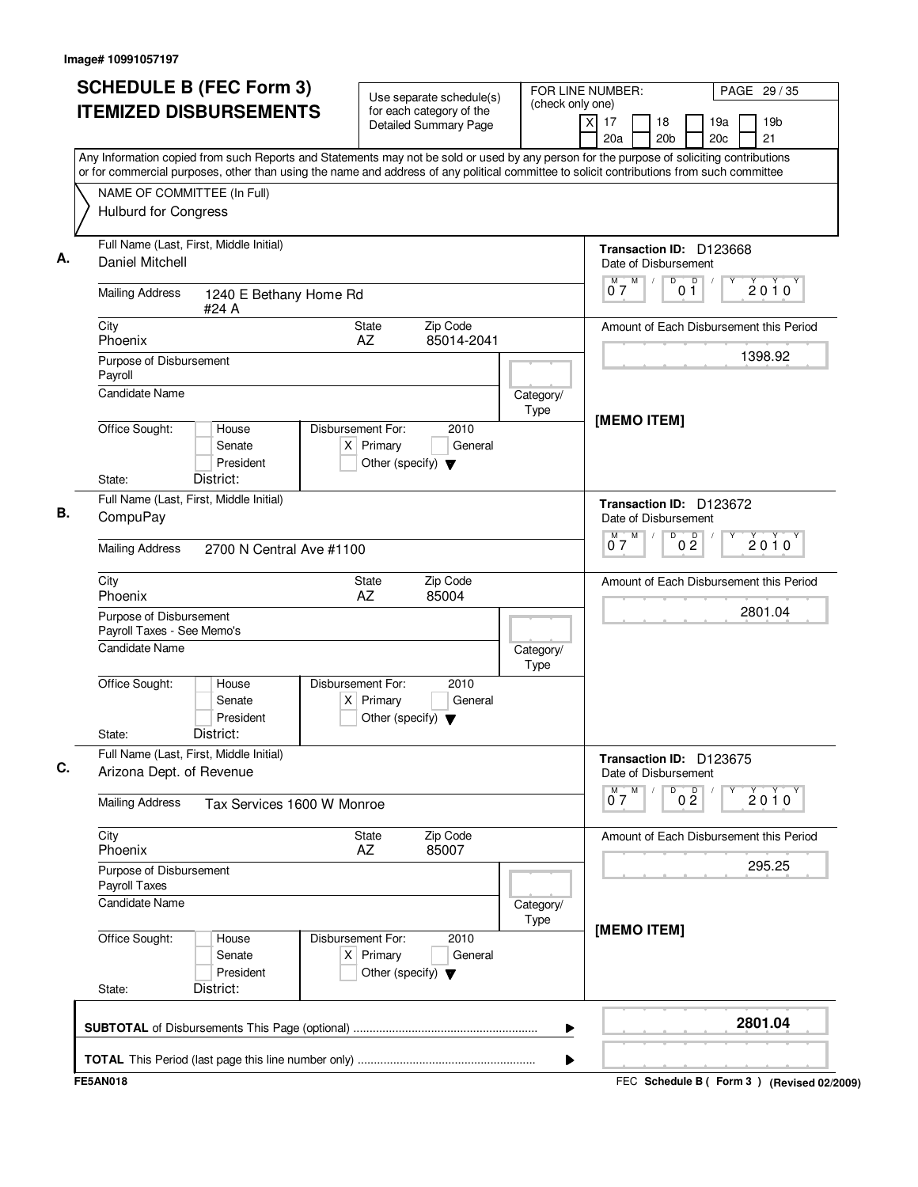Image# 10991057197

# SCHEDULE B (FEC Form 3) ITEMIZED DISBURSEMENTS

Use separate schedule(s) for each category of the Detailed Summary Page

FOR LINE NUMBER: (check only one)

[X] 17 [ ] 18 [ ] 19a [ ] 19b [ ] 20a [ ] 20b [ ] 20c [ ] 21

PAGE 29 / 35

Any Information copied from such Reports and Statements may not be sold or used by any person for the purpose of soliciting contributions or for commercial purposes, other than using the name and address of any political committee to solicit contributions from such committee

NAME OF COMMITTEE (In Full)
Hulburd for Congress

---

**A.**

Full Name (Last, First, Middle Initial): Daniel Mitchell

Mailing Address: 1240 E Bethany Home Rd #24 A

City: Phoenix | State: AZ | Zip Code: 85014-2041

Purpose of Disbursement: Payroll

Candidate Name:

Category/Type:

Office Sought: [ ] House [ ] Senate [ ] President

State: District:

Disbursement For: 2010 [X] Primary [ ] General [ ] Other (specify)

Transaction ID: D123668

Date of Disbursement: 07/01/2010

Amount of Each Disbursement this Period: 1398.92

[MEMO ITEM]

---

**B.**

Full Name (Last, First, Middle Initial): CompuPay

Mailing Address: 2700 N Central Ave #1100

City: Phoenix | State: AZ | Zip Code: 85004

Purpose of Disbursement: Payroll Taxes - See Memo's

Candidate Name:

Category/Type:

Office Sought: [ ] House [ ] Senate [ ] President

State: District:

Disbursement For: 2010 [X] Primary [ ] General [ ] Other (specify)

Transaction ID: D123672

Date of Disbursement: 07/02/2010

Amount of Each Disbursement this Period: 2801.04

---

**C.**

Full Name (Last, First, Middle Initial): Arizona Dept. of Revenue

Mailing Address: Tax Services 1600 W Monroe

City: Phoenix | State: AZ | Zip Code: 85007

Purpose of Disbursement: Payroll Taxes

Candidate Name:

Category/Type:

Office Sought: [ ] House [ ] Senate [ ] President

State: District:

Disbursement For: 2010 [X] Primary [ ] General [ ] Other (specify)

Transaction ID: D123675

Date of Disbursement: 07/02/2010

Amount of Each Disbursement this Period: 295.25

[MEMO ITEM]

---

**SUBTOTAL** of Disbursements This Page (optional): **2801.04**

**TOTAL** This Period (last page this line number only):

FE5AN018

FEC **Schedule B ( Form 3 )** (Revised 02/2009)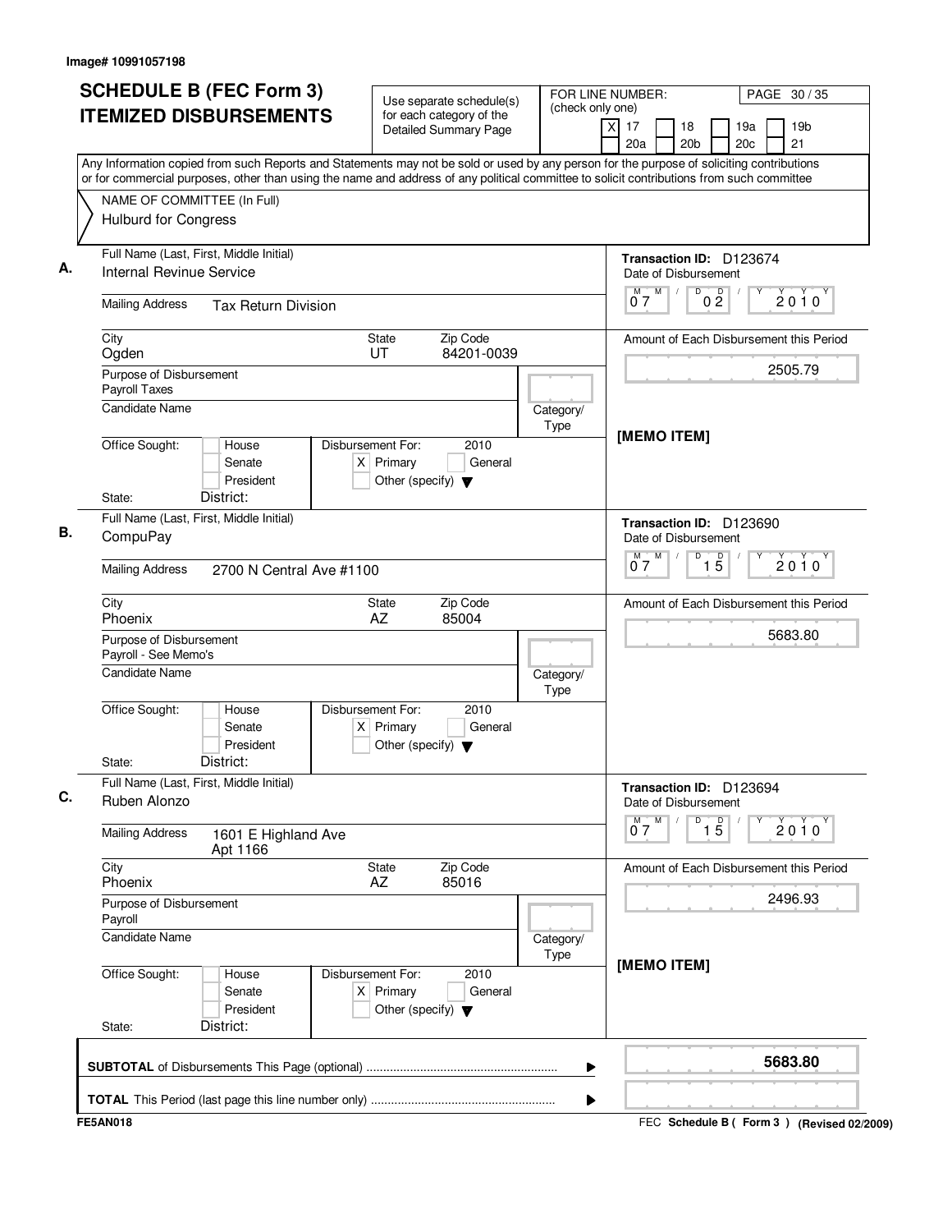Image# 10991057198

# SCHEDULE B (FEC Form 3) ITEMIZED DISBURSEMENTS

Use separate schedule(s) for each category of the Detailed Summary Page

FOR LINE NUMBER: (check only one)

[X] 17 [ ] 18 [ ] 19a [ ] 19b [ ] 20a [ ] 20b [ ] 20c [ ] 21

PAGE 30 / 35

Any Information copied from such Reports and Statements may not be sold or used by any person for the purpose of soliciting contributions or for commercial purposes, other than using the name and address of any political committee to solicit contributions from such committee

NAME OF COMMITTEE (In Full)
Hulburd for Congress

---

**A.** Full Name (Last, First, Middle Initial): Internal Revinue Service

Mailing Address: Tax Return Division

City: Ogden | State: UT | Zip Code: 84201-0039

Purpose of Disbursement: Payroll Taxes

Candidate Name:

Category/Type:

Office Sought: [ ] House [ ] Senate [ ] President

State: District:

Disbursement For: 2010 [X] Primary [ ] General [ ] Other (specify)

Transaction ID: D123674

Date of Disbursement: 07 / 02 / 2010

Amount of Each Disbursement this Period: 2505.79

[MEMO ITEM]

---

**B.** Full Name (Last, First, Middle Initial): CompuPay

Mailing Address: 2700 N Central Ave #1100

City: Phoenix | State: AZ | Zip Code: 85004

Purpose of Disbursement: Payroll - See Memo's

Candidate Name:

Category/Type:

Office Sought: [ ] House [ ] Senate [ ] President

State: District:

Disbursement For: 2010 [X] Primary [ ] General [ ] Other (specify)

Transaction ID: D123690

Date of Disbursement: 07 / 15 / 2010

Amount of Each Disbursement this Period: 5683.80

---

**C.** Full Name (Last, First, Middle Initial): Ruben Alonzo

Mailing Address: 1601 E Highland Ave Apt 1166

City: Phoenix | State: AZ | Zip Code: 85016

Purpose of Disbursement: Payroll

Candidate Name:

Category/Type:

Office Sought: [ ] House [ ] Senate [ ] President

State: District:

Disbursement For: 2010 [X] Primary [ ] General [ ] Other (specify)

Transaction ID: D123694

Date of Disbursement: 07 / 15 / 2010

Amount of Each Disbursement this Period: 2496.93

[MEMO ITEM]

---

**SUBTOTAL** of Disbursements This Page (optional) ........ 5683.80

**TOTAL** This Period (last page this line number only) ........

FE5AN018

FEC Schedule B ( Form 3 ) (Revised 02/2009)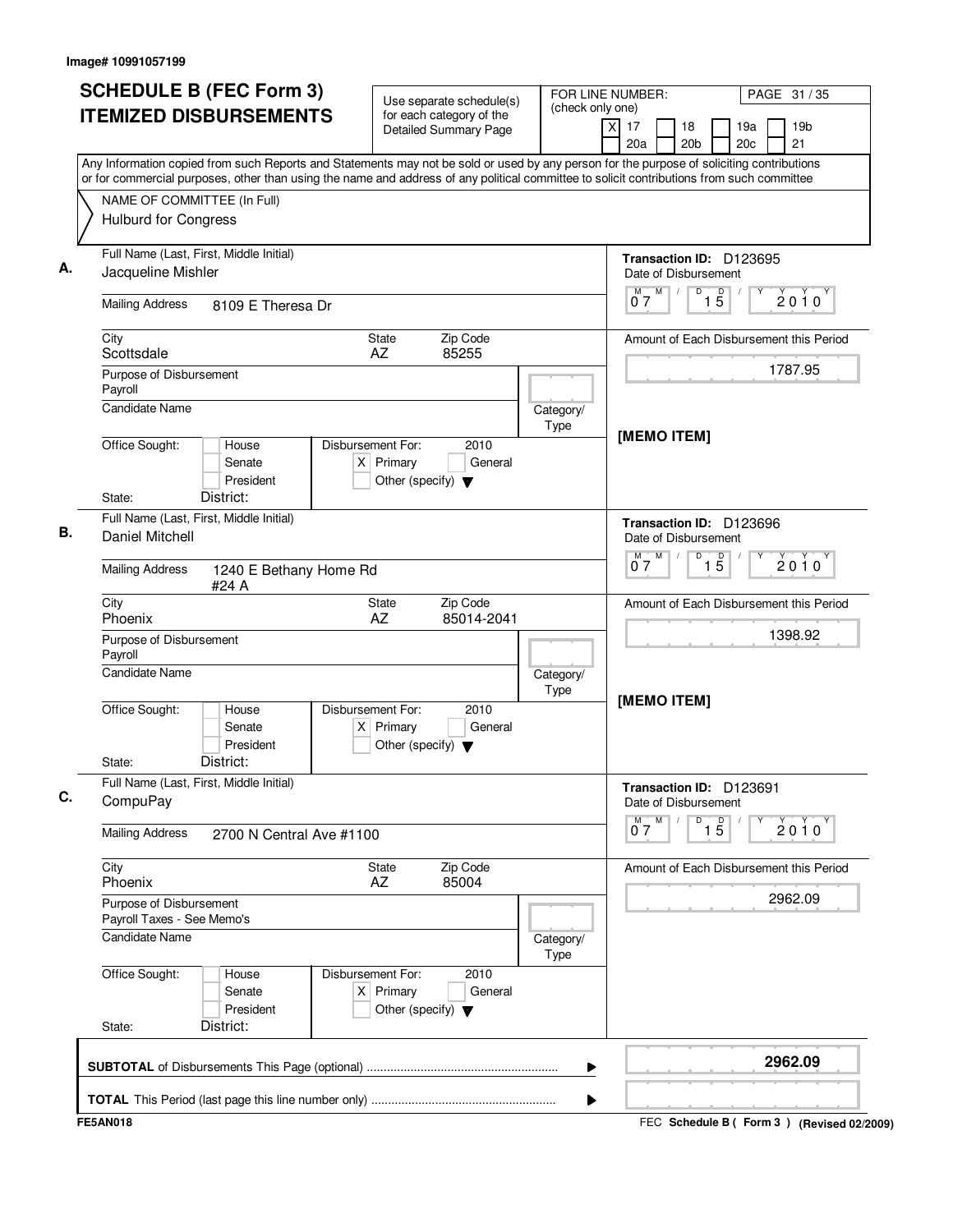Image# 10991057199

# SCHEDULE B (FEC Form 3)
# ITEMIZED DISBURSEMENTS

Use separate schedule(s) for each category of the Detailed Summary Page

FOR LINE NUMBER: (check only one)
[X] 17 [ ] 18 [ ] 19a [ ] 19b [ ] 20a [ ] 20b [ ] 20c [ ] 21

PAGE 31 / 35

Any Information copied from such Reports and Statements may not be sold or used by any person for the purpose of soliciting contributions or for commercial purposes, other than using the name and address of any political committee to solicit contributions from such committee

NAME OF COMMITTEE (In Full)
Hulburd for Congress

---

**A.** Full Name (Last, First, Middle Initial): Jacqueline Mishler

Mailing Address: 8109 E Theresa Dr

City: Scottsdale | State: AZ | Zip Code: 85255

Purpose of Disbursement: Payroll

Candidate Name:

Category/Type:

Office Sought: [ ] House [ ] Senate [ ] President

State: District:

Disbursement For: 2010 [X] Primary [ ] General [ ] Other (specify)

Transaction ID: D123695

Date of Disbursement: 07/15/2010

Amount of Each Disbursement this Period: 1787.95

[MEMO ITEM]

---

**B.** Full Name (Last, First, Middle Initial): Daniel Mitchell

Mailing Address: 1240 E Bethany Home Rd #24 A

City: Phoenix | State: AZ | Zip Code: 85014-2041

Purpose of Disbursement: Payroll

Candidate Name:

Category/Type:

Office Sought: [ ] House [ ] Senate [ ] President

State: District:

Disbursement For: 2010 [X] Primary [ ] General [ ] Other (specify)

Transaction ID: D123696

Date of Disbursement: 07/15/2010

Amount of Each Disbursement this Period: 1398.92

[MEMO ITEM]

---

**C.** Full Name (Last, First, Middle Initial): CompuPay

Mailing Address: 2700 N Central Ave #1100

City: Phoenix | State: AZ | Zip Code: 85004

Purpose of Disbursement: Payroll Taxes - See Memo's

Candidate Name:

Category/Type:

Office Sought: [ ] House [ ] Senate [ ] President

State: District:

Disbursement For: 2010 [X] Primary [ ] General [ ] Other (specify)

Transaction ID: D123691

Date of Disbursement: 07/15/2010

Amount of Each Disbursement this Period: 2962.09

---

**SUBTOTAL** of Disbursements This Page (optional): **2962.09**

**TOTAL** This Period (last page this line number only):

FE5AN018 — FEC Schedule B ( Form 3 ) (Revised 02/2009)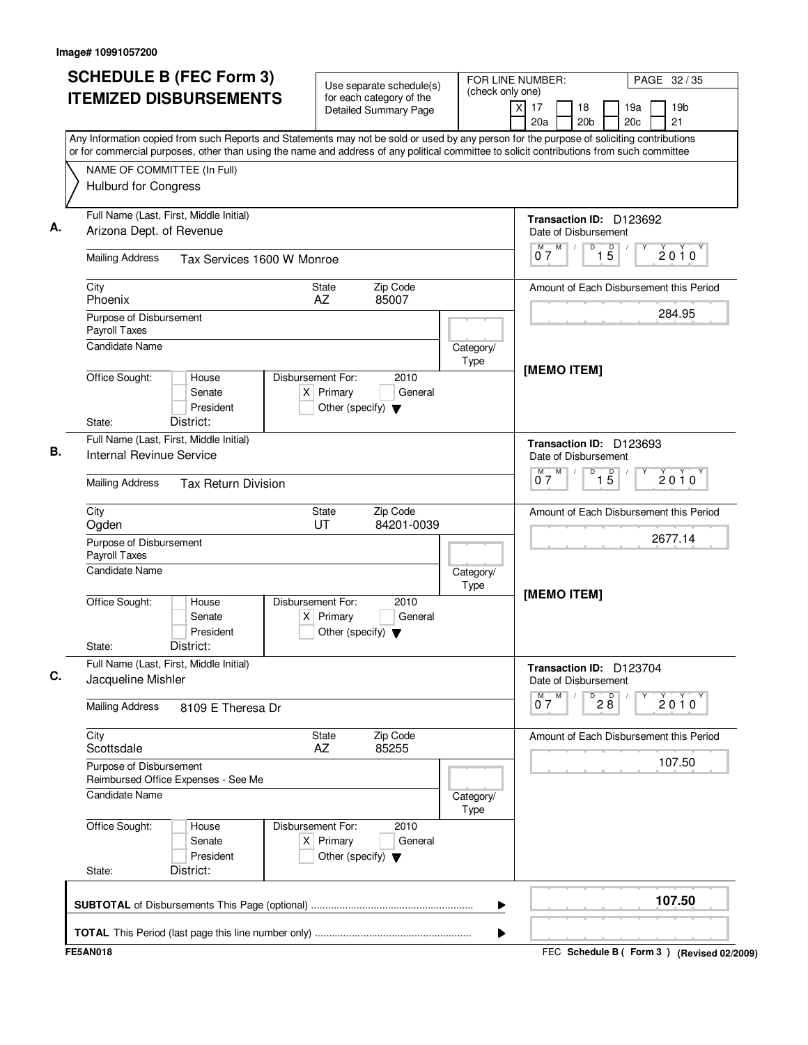Image# 10991057200

# SCHEDULE B (FEC Form 3) ITEMIZED DISBURSEMENTS

Use separate schedule(s) for each category of the Detailed Summary Page

FOR LINE NUMBER: (check only one)
[X] 17 [ ] 18 [ ] 19a [ ] 19b
[ ] 20a [ ] 20b [ ] 20c [ ] 21

Any Information copied from such Reports and Statements may not be sold or used by any person for the purpose of soliciting contributions or for commercial purposes, other than using the name and address of any political committee to solicit contributions from such committee

NAME OF COMMITTEE (In Full)
Hulburd for Congress

**A.**
Full Name (Last, First, Middle Initial): Arizona Dept. of Revenue
Mailing Address: Tax Services 1600 W Monroe
City: Phoenix | State: AZ | Zip Code: 85007
Purpose of Disbursement: Payroll Taxes
Candidate Name:
Category/Type:
Office Sought: [ ] House [ ] Senate [ ] President
State: District:
Disbursement For: 2010 [X] Primary [ ] General [ ] Other (specify)
Transaction ID: D123692
Date of Disbursement: 07/15/2010
Amount of Each Disbursement this Period: 284.95
[MEMO ITEM]

**B.**
Full Name (Last, First, Middle Initial): Internal Revinue Service
Mailing Address: Tax Return Division
City: Ogden | State: UT | Zip Code: 84201-0039
Purpose of Disbursement: Payroll Taxes
Candidate Name:
Category/Type:
Office Sought: [ ] House [ ] Senate [ ] President
State: District:
Disbursement For: 2010 [X] Primary [ ] General [ ] Other (specify)
Transaction ID: D123693
Date of Disbursement: 07/15/2010
Amount of Each Disbursement this Period: 2677.14
[MEMO ITEM]

**C.**
Full Name (Last, First, Middle Initial): Jacqueline Mishler
Mailing Address: 8109 E Theresa Dr
City: Scottsdale | State: AZ | Zip Code: 85255
Purpose of Disbursement: Reimbursed Office Expenses - See Me
Candidate Name:
Category/Type:
Office Sought: [ ] House [ ] Senate [ ] President
State: District:
Disbursement For: 2010 [X] Primary [ ] General [ ] Other (specify)
Transaction ID: D123704
Date of Disbursement: 07/28/2010
Amount of Each Disbursement this Period: 107.50

**SUBTOTAL** of Disbursements This Page (optional): **107.50**

**TOTAL** This Period (last page this line number only):

FE5AN018 — FEC Schedule B ( Form 3 ) (Revised 02/2009)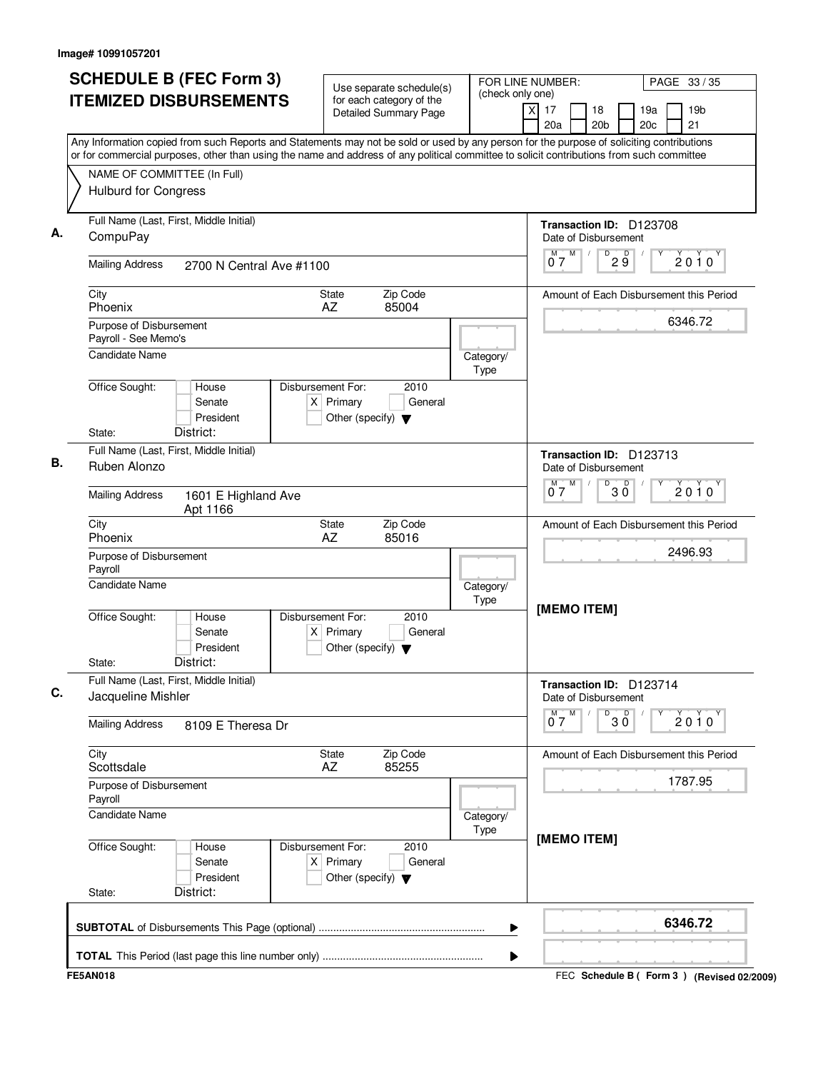Image# 10991057201

# SCHEDULE B (FEC Form 3) ITEMIZED DISBURSEMENTS

Use separate schedule(s) for each category of the Detailed Summary Page

FOR LINE NUMBER: (check only one)

[X] 17 [ ] 18 [ ] 19a [ ] 19b [ ] 20a [ ] 20b [ ] 20c [ ] 21

Any Information copied from such Reports and Statements may not be sold or used by any person for the purpose of soliciting contributions or for commercial purposes, other than using the name and address of any political committee to solicit contributions from such committee

NAME OF COMMITTEE (In Full)
Hulburd for Congress

---

**A.** Full Name (Last, First, Middle Initial): CompuPay

Mailing Address: 2700 N Central Ave #1100

City: Phoenix State: AZ Zip Code: 85004

Purpose of Disbursement: Payroll - See Memo's

Candidate Name:

Category/Type:

Office Sought: [ ] House [ ] Senate [ ] President

State: District:

Disbursement For: 2010 [X] Primary [ ] General [ ] Other (specify)

Transaction ID: D123708

Date of Disbursement: 07/29/2010

Amount of Each Disbursement this Period: 6346.72

---

**B.** Full Name (Last, First, Middle Initial): Ruben Alonzo

Mailing Address: 1601 E Highland Ave Apt 1166

City: Phoenix State: AZ Zip Code: 85016

Purpose of Disbursement: Payroll

Candidate Name:

Category/Type:

Office Sought: [ ] House [ ] Senate [ ] President

State: District:

Disbursement For: 2010 [X] Primary [ ] General [ ] Other (specify)

Transaction ID: D123713

Date of Disbursement: 07/30/2010

Amount of Each Disbursement this Period: 2496.93

[MEMO ITEM]

---

**C.** Full Name (Last, First, Middle Initial): Jacqueline Mishler

Mailing Address: 8109 E Theresa Dr

City: Scottsdale State: AZ Zip Code: 85255

Purpose of Disbursement: Payroll

Candidate Name:

Category/Type:

Office Sought: [ ] House [ ] Senate [ ] President

State: District:

Disbursement For: 2010 [X] Primary [ ] General [ ] Other (specify)

Transaction ID: D123714

Date of Disbursement: 07/30/2010

Amount of Each Disbursement this Period: 1787.95

[MEMO ITEM]

---

**SUBTOTAL** of Disbursements This Page (optional): **6346.72**

**TOTAL** This Period (last page this line number only):

FE5AN018

FEC Schedule B ( Form 3 ) (Revised 02/2009)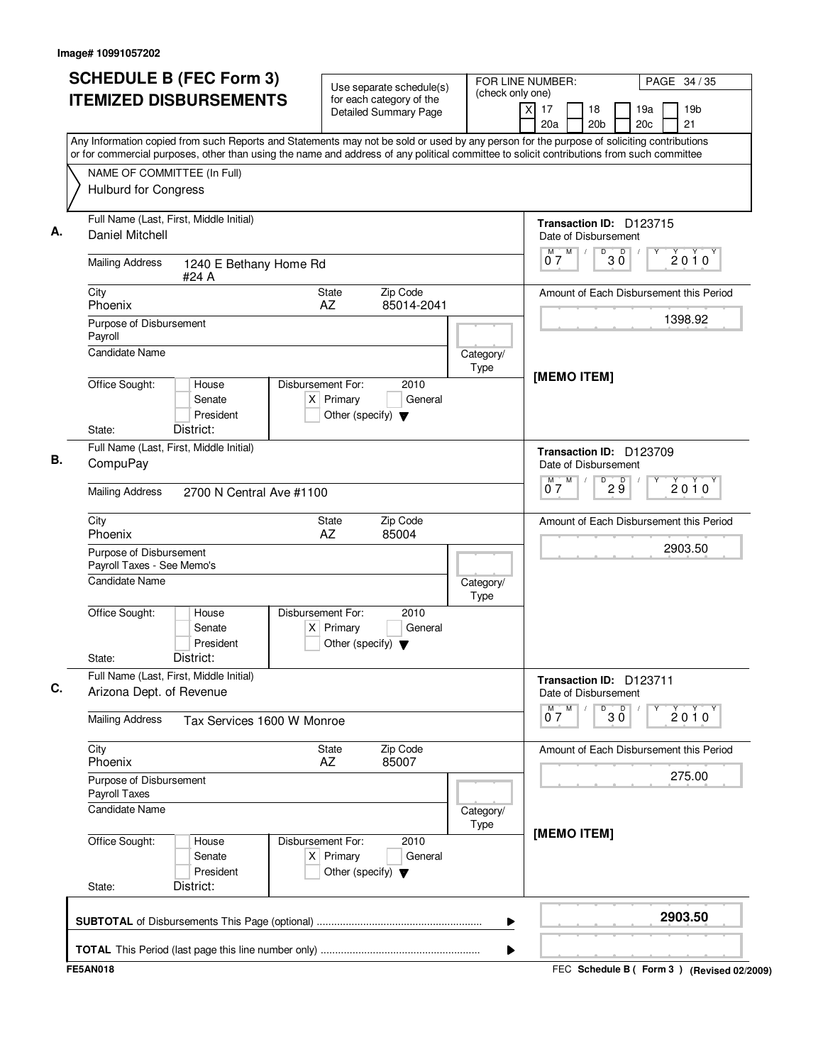Image# 10991057202

# SCHEDULE B (FEC Form 3) ITEMIZED DISBURSEMENTS

Use separate schedule(s) for each category of the Detailed Summary Page

FOR LINE NUMBER: (check only one)

| X | 17 | | 18 | | 19a | | 19b |
|---|---|---|---|---|---|---|---|
| | 20a | | 20b | | 20c | | 21 |

Any Information copied from such Reports and Statements may not be sold or used by any person for the purpose of soliciting contributions or for commercial purposes, other than using the name and address of any political committee to solicit contributions from such committee

NAME OF COMMITTEE (In Full)
Hulburd for Congress

---

**A.** Full Name (Last, First, Middle Initial): Daniel Mitchell

Mailing Address: 1240 E Bethany Home Rd #24 A

City: Phoenix | State: AZ | Zip Code: 85014-2041

Purpose of Disbursement: Payroll

Candidate Name:

Category/Type:

Office Sought: House / Senate / President

State: District:

Disbursement For: 2010 — [X] Primary [ ] General [ ] Other (specify)

Transaction ID: D123715

Date of Disbursement: 07/30/2010

Amount of Each Disbursement this Period: 1398.92

[MEMO ITEM]

---

**B.** Full Name (Last, First, Middle Initial): CompuPay

Mailing Address: 2700 N Central Ave #1100

City: Phoenix | State: AZ | Zip Code: 85004

Purpose of Disbursement: Payroll Taxes - See Memo's

Candidate Name:

Category/Type:

Office Sought: House / Senate / President

State: District:

Disbursement For: 2010 — [X] Primary [ ] General [ ] Other (specify)

Transaction ID: D123709

Date of Disbursement: 07/29/2010

Amount of Each Disbursement this Period: 2903.50

---

**C.** Full Name (Last, First, Middle Initial): Arizona Dept. of Revenue

Mailing Address: Tax Services 1600 W Monroe

City: Phoenix | State: AZ | Zip Code: 85007

Purpose of Disbursement: Payroll Taxes

Candidate Name:

Category/Type:

Office Sought: House / Senate / President

State: District:

Disbursement For: 2010 — [X] Primary [ ] General [ ] Other (specify)

Transaction ID: D123711

Date of Disbursement: 07/30/2010

Amount of Each Disbursement this Period: 275.00

[MEMO ITEM]

---

**SUBTOTAL** of Disbursements This Page (optional): **2903.50**

**TOTAL** This Period (last page this line number only):

FE5AN018 — FEC Schedule B ( Form 3 ) (Revised 02/2009)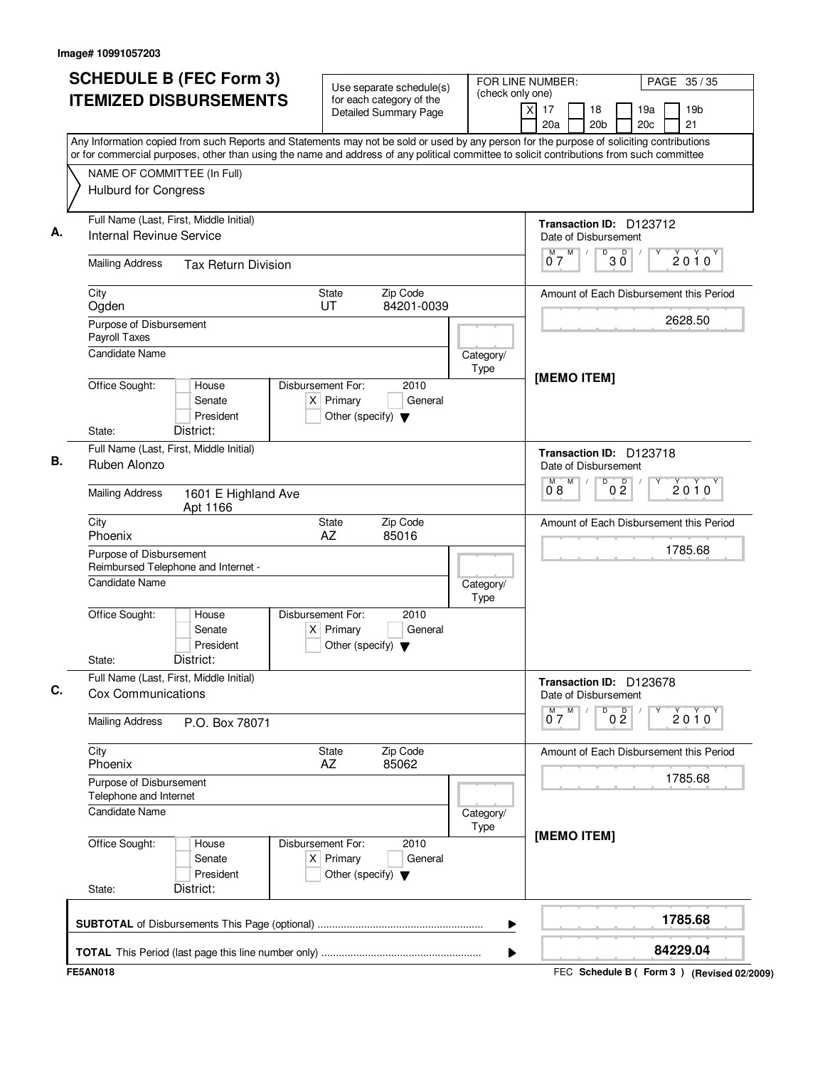Image# 10991057203

# SCHEDULE B (FEC Form 3) ITEMIZED DISBURSEMENTS

Use separate schedule(s) for each category of the Detailed Summary Page

FOR LINE NUMBER: (check only one)

[X] 17 [ ] 18 [ ] 19a [ ] 19b [ ] 20a [ ] 20b [ ] 20c [ ] 21

PAGE 35 / 35

Any Information copied from such Reports and Statements may not be sold or used by any person for the purpose of soliciting contributions or for commercial purposes, other than using the name and address of any political committee to solicit contributions from such committee

NAME OF COMMITTEE (In Full)
Hulburd for Congress

---

**A.** Full Name (Last, First, Middle Initial): Internal Revinue Service

Mailing Address: Tax Return Division

City: Ogden State: UT Zip Code: 84201-0039

Purpose of Disbursement: Payroll Taxes

Candidate Name:

Category/Type:

Office Sought: [ ] House [ ] Senate [ ] President

State: District:

Disbursement For: 2010 [X] Primary [ ] General [ ] Other (specify)

Transaction ID: D123712

Date of Disbursement: 07 / 30 / 2010

Amount of Each Disbursement this Period: 2628.50

[MEMO ITEM]

---

**B.** Full Name (Last, First, Middle Initial): Ruben Alonzo

Mailing Address: 1601 E Highland Ave Apt 1166

City: Phoenix State: AZ Zip Code: 85016

Purpose of Disbursement: Reimbursed Telephone and Internet -

Candidate Name:

Category/Type:

Office Sought: [ ] House [ ] Senate [ ] President

State: District:

Disbursement For: 2010 [X] Primary [ ] General [ ] Other (specify)

Transaction ID: D123718

Date of Disbursement: 08 / 02 / 2010

Amount of Each Disbursement this Period: 1785.68

---

**C.** Full Name (Last, First, Middle Initial): Cox Communications

Mailing Address: P.O. Box 78071

City: Phoenix State: AZ Zip Code: 85062

Purpose of Disbursement: Telephone and Internet

Candidate Name:

Category/Type:

Office Sought: [ ] House [ ] Senate [ ] President

State: District:

Disbursement For: 2010 [X] Primary [ ] General [ ] Other (specify)

Transaction ID: D123678

Date of Disbursement: 07 / 02 / 2010

Amount of Each Disbursement this Period: 1785.68

[MEMO ITEM]

---

**SUBTOTAL** of Disbursements This Page (optional): **1785.68**

**TOTAL** This Period (last page this line number only): **84229.04**

FE5AN018

FEC Schedule B ( Form 3 ) (Revised 02/2009)